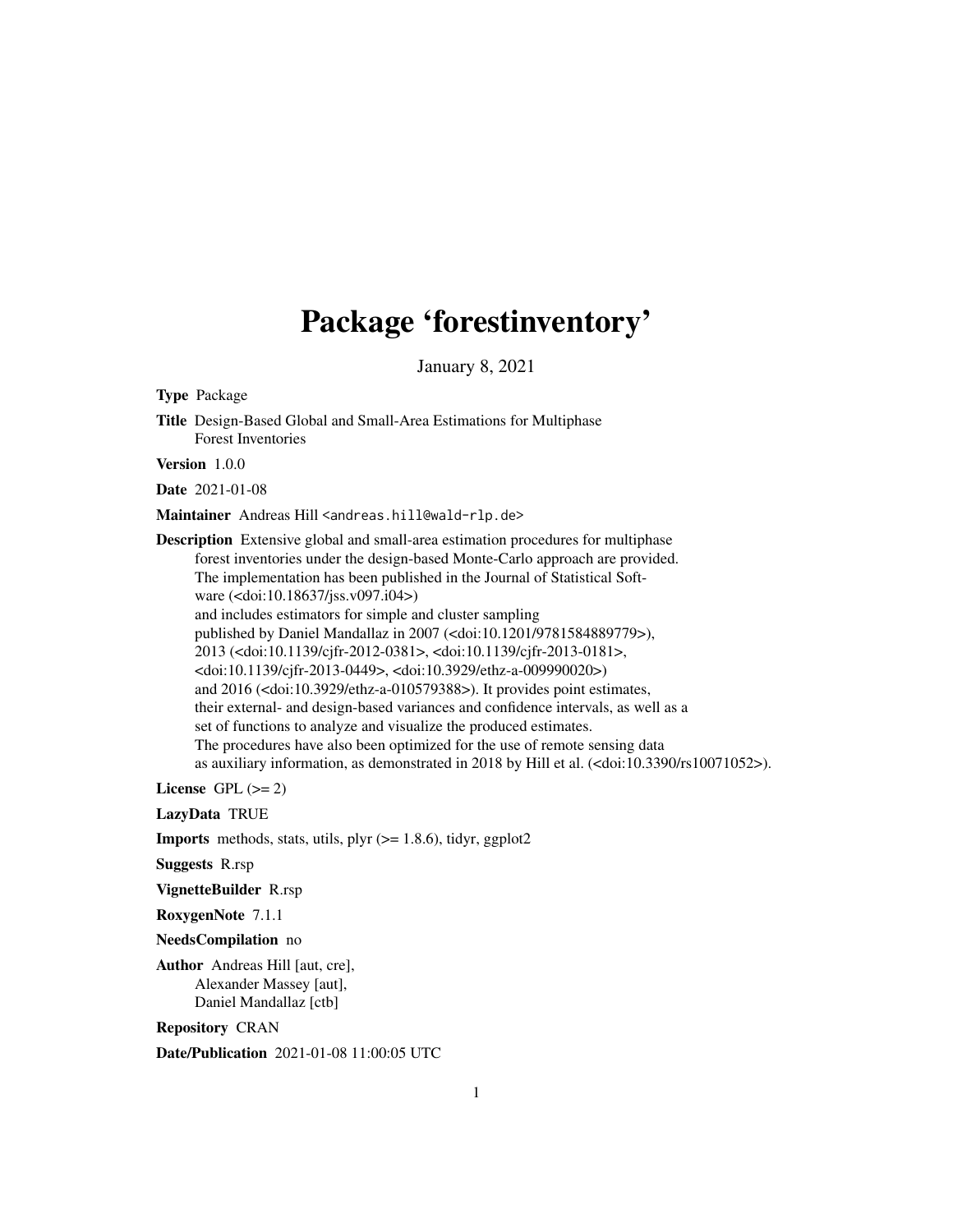# Package 'forestinventory'

January 8, 2021

**Type** Package

**Title** Design-Based Global and Small-Area Estimations for Multiphase Forest Inventories

**Version** 1.0.0

**Date** 2021-01-08

**Maintainer** Andreas Hill <andreas.hill@wald-rlp.de>

**Description** Extensive global and small-area estimation procedures for multiphase forest inventories under the design-based Monte-Carlo approach are provided. The implementation has been published in the Journal of Statistical Software (<doi:10.18637/jss.v097.i04>) and includes estimators for simple and cluster sampling published by Daniel Mandallaz in 2007 (<doi:10.1201/9781584889779>), 2013 (<doi:10.1139/cjfr-2012-0381>, <doi:10.1139/cjfr-2013-0181>, <doi:10.1139/cjfr-2013-0449>, <doi:10.3929/ethz-a-009990020>) and 2016 (<doi:10.3929/ethz-a-010579388>). It provides point estimates, their external- and design-based variances and confidence intervals, as well as a set of functions to analyze and visualize the produced estimates. The procedures have also been optimized for the use of remote sensing data as auxiliary information, as demonstrated in 2018 by Hill et al. (<doi:10.3390/rs10071052>).

**License** GPL (>= 2)

**LazyData** TRUE

**Imports** methods, stats, utils, plyr (>= 1.8.6), tidyr, ggplot2

**Suggests** R.rsp

**VignetteBuilder** R.rsp

**RoxygenNote** 7.1.1

**NeedsCompilation** no

**Author** Andreas Hill [aut, cre],
Alexander Massey [aut],
Daniel Mandallaz [ctb]

**Repository** CRAN

**Date/Publication** 2021-01-08 11:00:05 UTC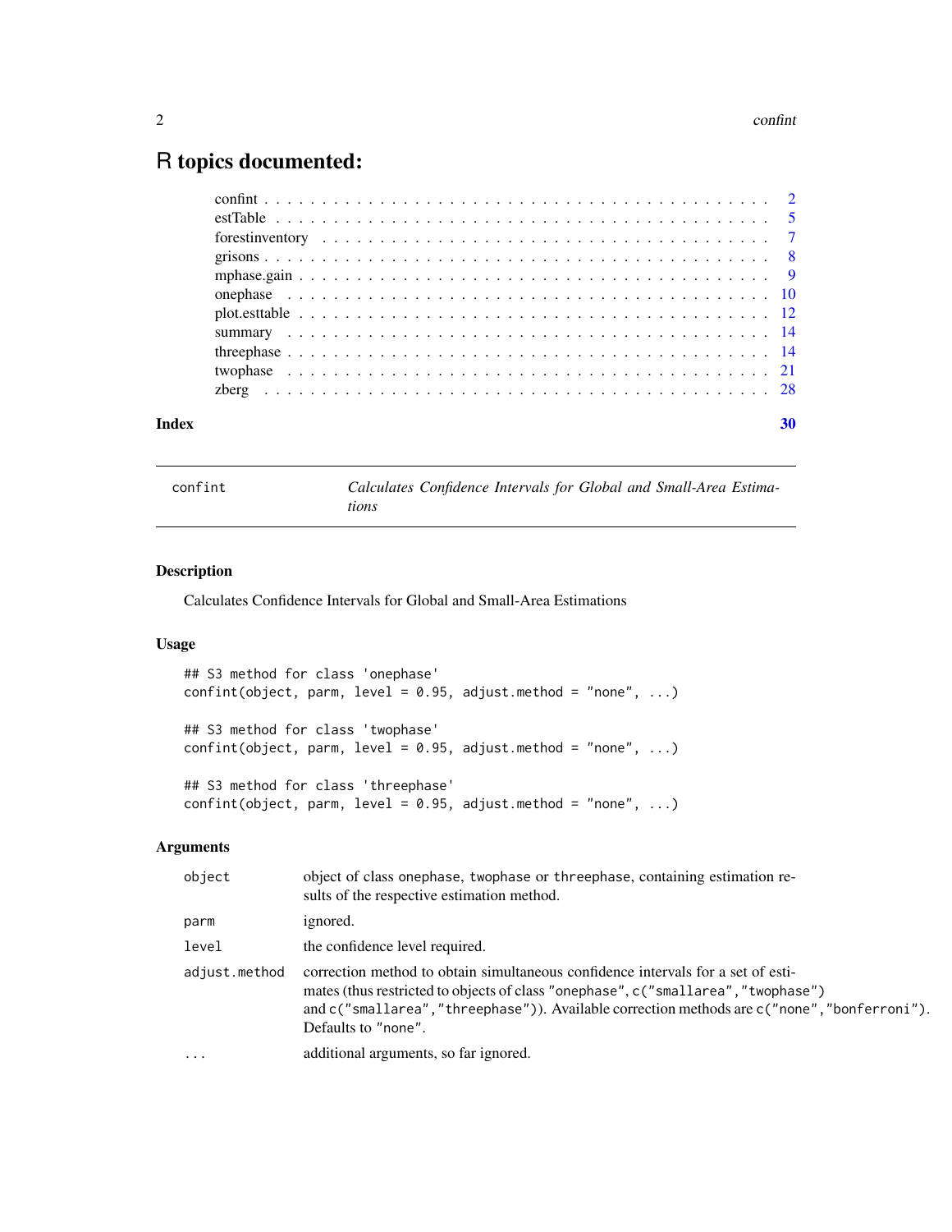# R topics documented:

| | |
|---|---|
| confint | 2 |
| estTable | 5 |
| forestinventory | 7 |
| grisons | 8 |
| mphase.gain | 9 |
| onephase | 10 |
| plot.esttable | 12 |
| summary | 14 |
| threephase | 14 |
| twophase | 21 |
| zberg | 28 |
| **Index** | **30** |

## confint — *Calculates Confidence Intervals for Global and Small-Area Estimations*

### Description

Calculates Confidence Intervals for Global and Small-Area Estimations

### Usage

```
## S3 method for class 'onephase'
confint(object, parm, level = 0.95, adjust.method = "none", ...)

## S3 method for class 'twophase'
confint(object, parm, level = 0.95, adjust.method = "none", ...)

## S3 method for class 'threephase'
confint(object, parm, level = 0.95, adjust.method = "none", ...)
```

### Arguments

| | |
|---|---|
| `object` | object of class `onephase`, `twophase` or `threephase`, containing estimation results of the respective estimation method. |
| `parm` | ignored. |
| `level` | the confidence level required. |
| `adjust.method` | correction method to obtain simultaneous confidence intervals for a set of estimates (thus restricted to objects of class `"onephase"`, `c("smallarea","twophase")` and `c("smallarea","threephase")`). Available correction methods are `c("none","bonferroni")`. Defaults to `"none"`. |
| `...` | additional arguments, so far ignored. |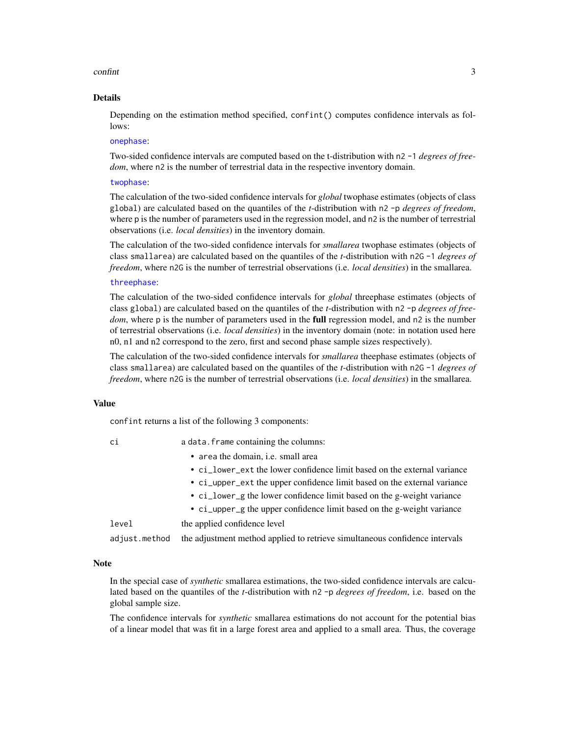## Details

Depending on the estimation method specified, `confint()` computes confidence intervals as follows:

`onephase`:

Two-sided confidence intervals are computed based on the t-distribution with `n2 -1` *degrees of freedom*, where `n2` is the number of terrestrial data in the respective inventory domain.

`twophase`:

The calculation of the two-sided confidence intervals for *global* twophase estimates (objects of class `global`) are calculated based on the quantiles of the *t*-distribution with `n2 -p` *degrees of freedom*, where `p` is the number of parameters used in the regression model, and `n2` is the number of terrestrial observations (i.e. *local densities*) in the inventory domain.

The calculation of the two-sided confidence intervals for *smallarea* twophase estimates (objects of class `smallarea`) are calculated based on the quantiles of the *t*-distribution with `n2G -1` *degrees of freedom*, where `n2G` is the number of terrestrial observations (i.e. *local densities*) in the smallarea.

`threephase`:

The calculation of the two-sided confidence intervals for *global* threephase estimates (objects of class `global`) are calculated based on the quantiles of the *t*-distribution with `n2 -p` *degrees of freedom*, where `p` is the number of parameters used in the **full** regression model, and `n2` is the number of terrestrial observations (i.e. *local densities*) in the inventory domain (note: in notation used here n0, n1 and n2 correspond to the zero, first and second phase sample sizes respectively).

The calculation of the two-sided confidence intervals for *smallarea* theephase estimates (objects of class `smallarea`) are calculated based on the quantiles of the *t*-distribution with `n2G -1` *degrees of freedom*, where `n2G` is the number of terrestrial observations (i.e. *local densities*) in the smallarea.

## Value

`confint` returns a list of the following 3 components:

| | |
|---|---|
| `ci` | a `data.frame` containing the columns: <br>• `area` the domain, i.e. small area <br>• `ci_lower_ext` the lower confidence limit based on the external variance <br>• `ci_upper_ext` the upper confidence limit based on the external variance <br>• `ci_lower_g` the lower confidence limit based on the g-weight variance <br>• `ci_upper_g` the upper confidence limit based on the g-weight variance |
| `level` | the applied confidence level |
| `adjust.method` | the adjustment method applied to retrieve simultaneous confidence intervals |

## Note

In the special case of *synthetic* smallarea estimations, the two-sided confidence intervals are calculated based on the quantiles of the *t*-distribution with `n2 -p` *degrees of freedom*, i.e. based on the global sample size.

The confidence intervals for *synthetic* smallarea estimations do not account for the potential bias of a linear model that was fit in a large forest area and applied to a small area. Thus, the coverage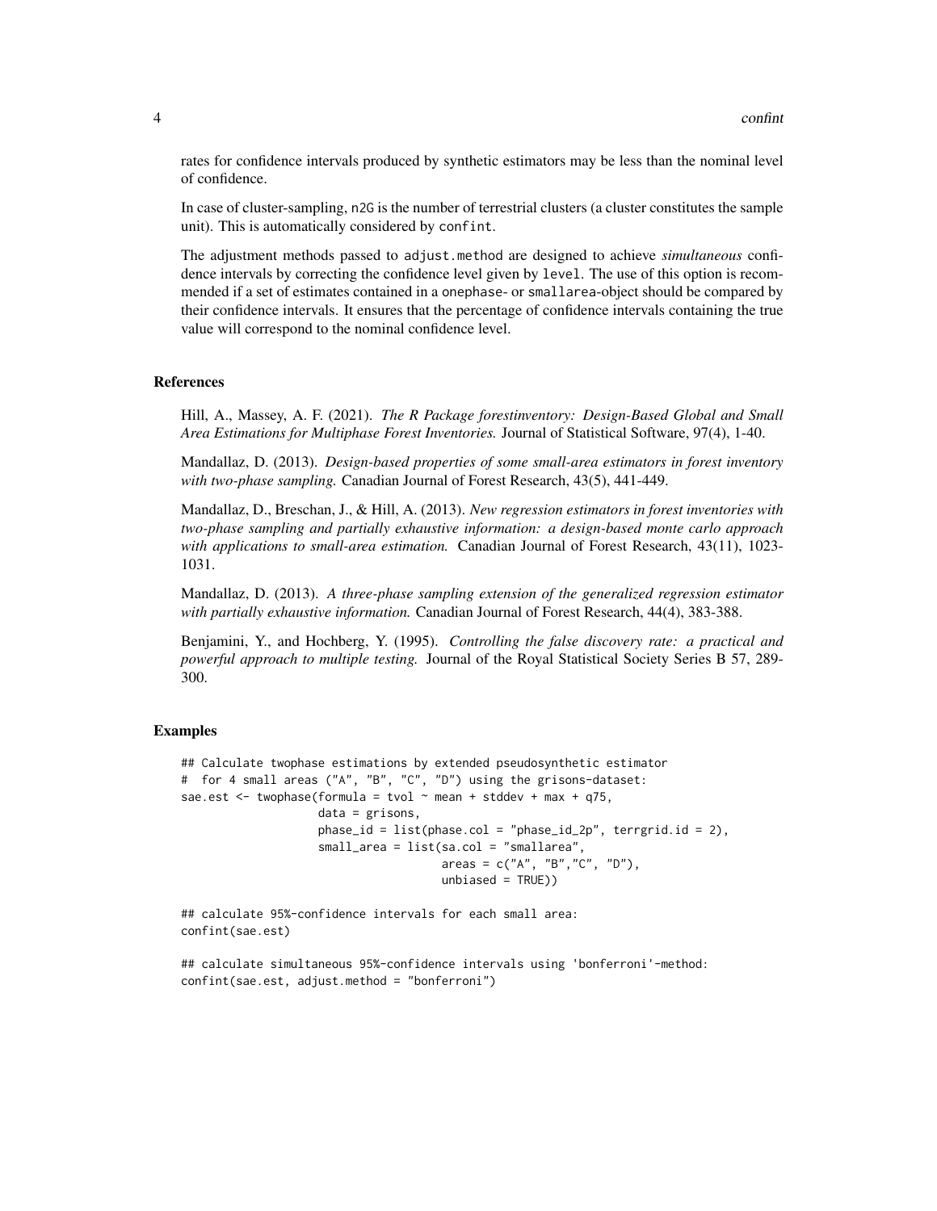rates for confidence intervals produced by synthetic estimators may be less than the nominal level of confidence.

In case of cluster-sampling, `n2G` is the number of terrestrial clusters (a cluster constitutes the sample unit). This is automatically considered by `confint`.

The adjustment methods passed to `adjust.method` are designed to achieve *simultaneous* confidence intervals by correcting the confidence level given by `level`. The use of this option is recommended if a set of estimates contained in a `onephase`- or `smallarea`-object should be compared by their confidence intervals. It ensures that the percentage of confidence intervals containing the true value will correspond to the nominal confidence level.

## References

Hill, A., Massey, A. F. (2021). *The R Package forestinventory: Design-Based Global and Small Area Estimations for Multiphase Forest Inventories.* Journal of Statistical Software, 97(4), 1-40.

Mandallaz, D. (2013). *Design-based properties of some small-area estimators in forest inventory with two-phase sampling.* Canadian Journal of Forest Research, 43(5), 441-449.

Mandallaz, D., Breschan, J., & Hill, A. (2013). *New regression estimators in forest inventories with two-phase sampling and partially exhaustive information: a design-based monte carlo approach with applications to small-area estimation.* Canadian Journal of Forest Research, 43(11), 1023-1031.

Mandallaz, D. (2013). *A three-phase sampling extension of the generalized regression estimator with partially exhaustive information.* Canadian Journal of Forest Research, 44(4), 383-388.

Benjamini, Y., and Hochberg, Y. (1995). *Controlling the false discovery rate: a practical and powerful approach to multiple testing.* Journal of the Royal Statistical Society Series B 57, 289-300.

## Examples

```
## Calculate twophase estimations by extended pseudosynthetic estimator
#  for 4 small areas ("A", "B", "C", "D") using the grisons-dataset:
sae.est <- twophase(formula = tvol ~ mean + stddev + max + q75,
                    data = grisons,
                    phase_id = list(phase.col = "phase_id_2p", terrgrid.id = 2),
                    small_area = list(sa.col = "smallarea",
                                      areas = c("A", "B","C", "D"),
                                      unbiased = TRUE))

## calculate 95%-confidence intervals for each small area:
confint(sae.est)

## calculate simultaneous 95%-confidence intervals using 'bonferroni'-method:
confint(sae.est, adjust.method = "bonferroni")
```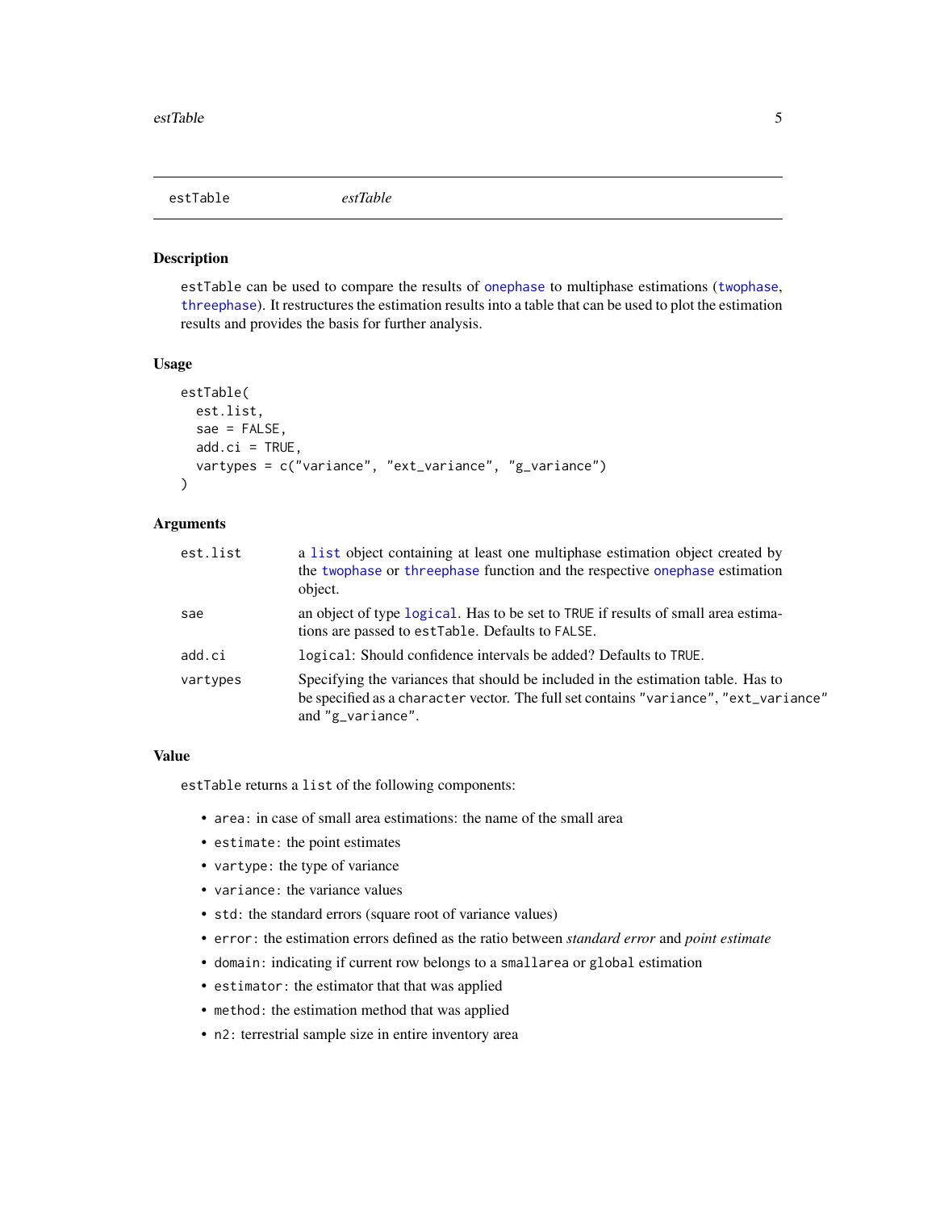## estTable — *estTable*

### Description

`estTable` can be used to compare the results of `onephase` to multiphase estimations (`twophase`, `threephase`). It restructures the estimation results into a table that can be used to plot the estimation results and provides the basis for further analysis.

### Usage

```
estTable(
  est.list,
  sae = FALSE,
  add.ci = TRUE,
  vartypes = c("variance", "ext_variance", "g_variance")
)
```

### Arguments

| | |
|---|---|
| `est.list` | a `list` object containing at least one multiphase estimation object created by the `twophase` or `threephase` function and the respective `onephase` estimation object. |
| `sae` | an object of type `logical`. Has to be set to `TRUE` if results of small area estimations are passed to `estTable`. Defaults to `FALSE`. |
| `add.ci` | `logical`: Should confidence intervals be added? Defaults to `TRUE`. |
| `vartypes` | Specifying the variances that should be included in the estimation table. Has to be specified as a `character` vector. The full set contains `"variance"`, `"ext_variance"` and `"g_variance"`. |

### Value

`estTable` returns a `list` of the following components:

- `area`: in case of small area estimations: the name of the small area
- `estimate`: the point estimates
- `vartype`: the type of variance
- `variance`: the variance values
- `std`: the standard errors (square root of variance values)
- `error`: the estimation errors defined as the ratio between *standard error* and *point estimate*
- `domain`: indicating if current row belongs to a `smallarea` or `global` estimation
- `estimator`: the estimator that that was applied
- `method`: the estimation method that was applied
- `n2`: terrestrial sample size in entire inventory area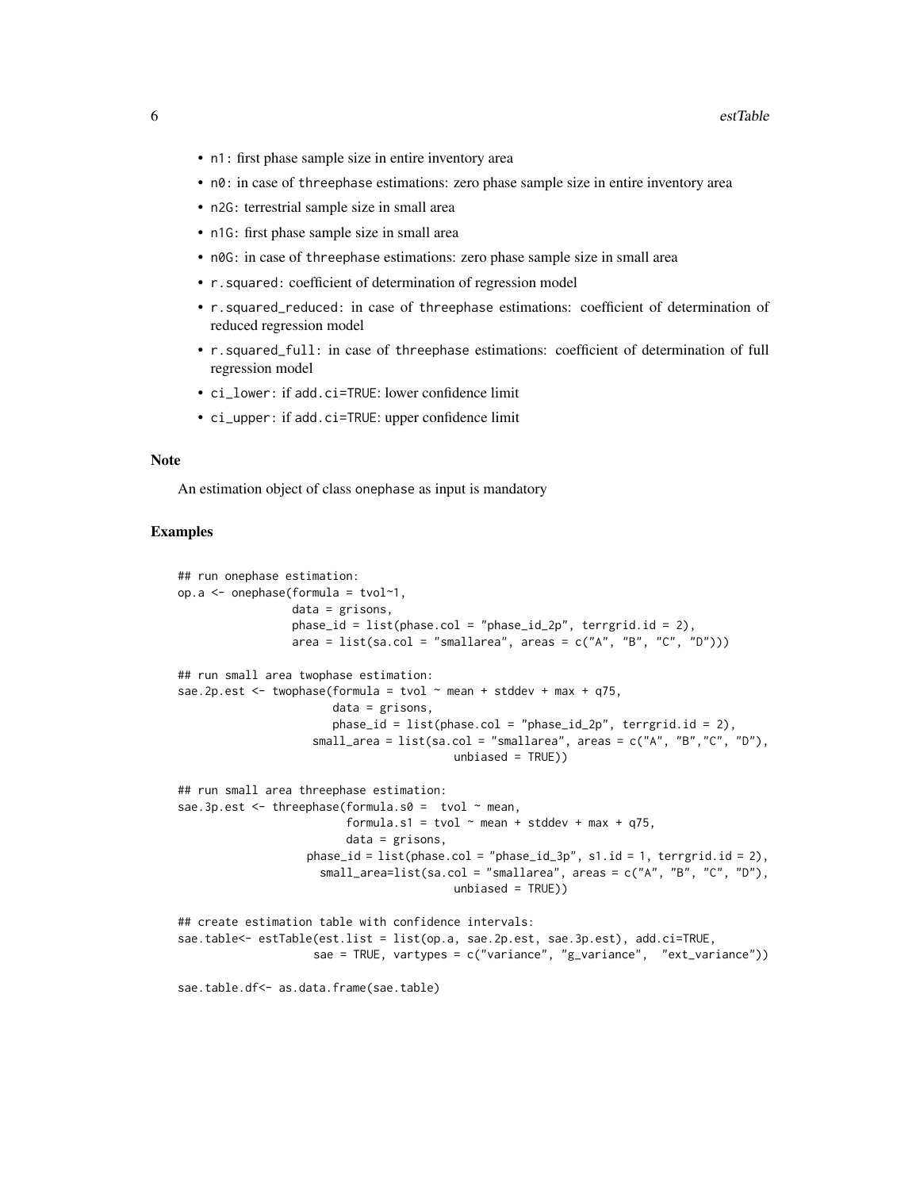- n1: first phase sample size in entire inventory area
- n0: in case of threephase estimations: zero phase sample size in entire inventory area
- n2G: terrestrial sample size in small area
- n1G: first phase sample size in small area
- n0G: in case of threephase estimations: zero phase sample size in small area
- r.squared: coefficient of determination of regression model
- r.squared_reduced: in case of threephase estimations: coefficient of determination of reduced regression model
- r.squared_full: in case of threephase estimations: coefficient of determination of full regression model
- ci_lower: if add.ci=TRUE: lower confidence limit
- ci_upper: if add.ci=TRUE: upper confidence limit

### Note

An estimation object of class onephase as input is mandatory

### Examples

```
## run onephase estimation:
op.a <- onephase(formula = tvol~1,
                 data = grisons,
                 phase_id = list(phase.col = "phase_id_2p", terrgrid.id = 2),
                 area = list(sa.col = "smallarea", areas = c("A", "B", "C", "D")))

## run small area twophase estimation:
sae.2p.est <- twophase(formula = tvol ~ mean + stddev + max + q75,
                       data = grisons,
                       phase_id = list(phase.col = "phase_id_2p", terrgrid.id = 2),
                    small_area = list(sa.col = "smallarea", areas = c("A", "B","C", "D"),
                                          unbiased = TRUE))

## run small area threephase estimation:
sae.3p.est <- threephase(formula.s0 =  tvol ~ mean,
                         formula.s1 = tvol ~ mean + stddev + max + q75,
                         data = grisons,
                   phase_id = list(phase.col = "phase_id_3p", s1.id = 1, terrgrid.id = 2),
                     small_area=list(sa.col = "smallarea", areas = c("A", "B", "C", "D"),
                                          unbiased = TRUE))

## create estimation table with confidence intervals:
sae.table<- estTable(est.list = list(op.a, sae.2p.est, sae.3p.est), add.ci=TRUE,
                    sae = TRUE, vartypes = c("variance", "g_variance",  "ext_variance"))

sae.table.df<- as.data.frame(sae.table)
```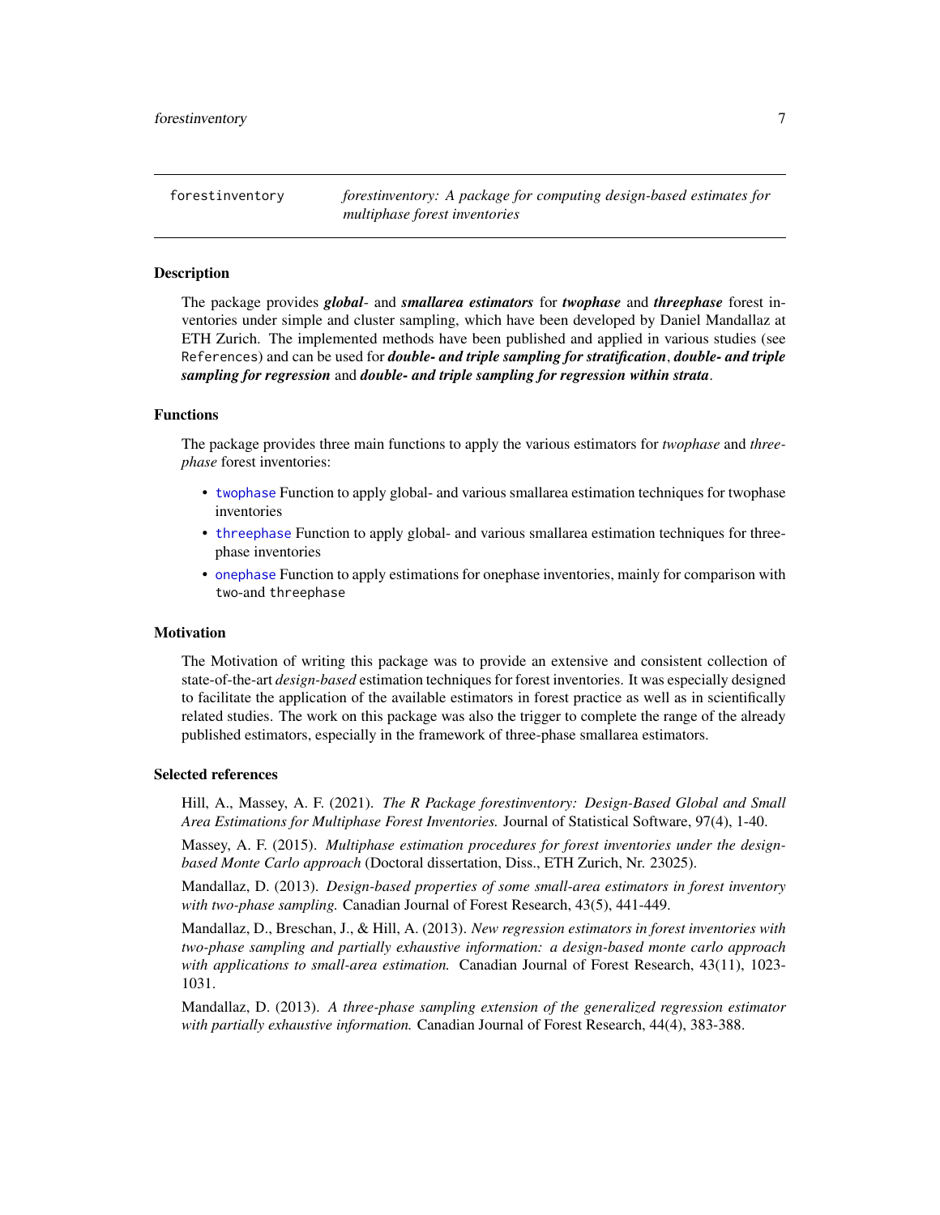forestinventory *forestinventory: A package for computing design-based estimates for multiphase forest inventories*

## Description

The package provides ***global***- and ***smallarea estimators*** for ***twophase*** and ***threephase*** forest inventories under simple and cluster sampling, which have been developed by Daniel Mandallaz at ETH Zurich. The implemented methods have been published and applied in various studies (see `References`) and can be used for ***double- and triple sampling for stratification***, ***double- and triple sampling for regression*** and ***double- and triple sampling for regression within strata***.

## Functions

The package provides three main functions to apply the various estimators for *twophase* and *threephase* forest inventories:

- `twophase` Function to apply global- and various smallarea estimation techniques for twophase inventories
- `threephase` Function to apply global- and various smallarea estimation techniques for threephase inventories
- `onephase` Function to apply estimations for onephase inventories, mainly for comparison with `two`-and `threephase`

## Motivation

The Motivation of writing this package was to provide an extensive and consistent collection of state-of-the-art *design-based* estimation techniques for forest inventories. It was especially designed to facilitate the application of the available estimators in forest practice as well as in scientifically related studies. The work on this package was also the trigger to complete the range of the already published estimators, especially in the framework of three-phase smallarea estimators.

## Selected references

Hill, A., Massey, A. F. (2021). *The R Package forestinventory: Design-Based Global and Small Area Estimations for Multiphase Forest Inventories.* Journal of Statistical Software, 97(4), 1-40.

Massey, A. F. (2015). *Multiphase estimation procedures for forest inventories under the design-based Monte Carlo approach* (Doctoral dissertation, Diss., ETH Zurich, Nr. 23025).

Mandallaz, D. (2013). *Design-based properties of some small-area estimators in forest inventory with two-phase sampling.* Canadian Journal of Forest Research, 43(5), 441-449.

Mandallaz, D., Breschan, J., & Hill, A. (2013). *New regression estimators in forest inventories with two-phase sampling and partially exhaustive information: a design-based monte carlo approach with applications to small-area estimation.* Canadian Journal of Forest Research, 43(11), 1023-1031.

Mandallaz, D. (2013). *A three-phase sampling extension of the generalized regression estimator with partially exhaustive information.* Canadian Journal of Forest Research, 44(4), 383-388.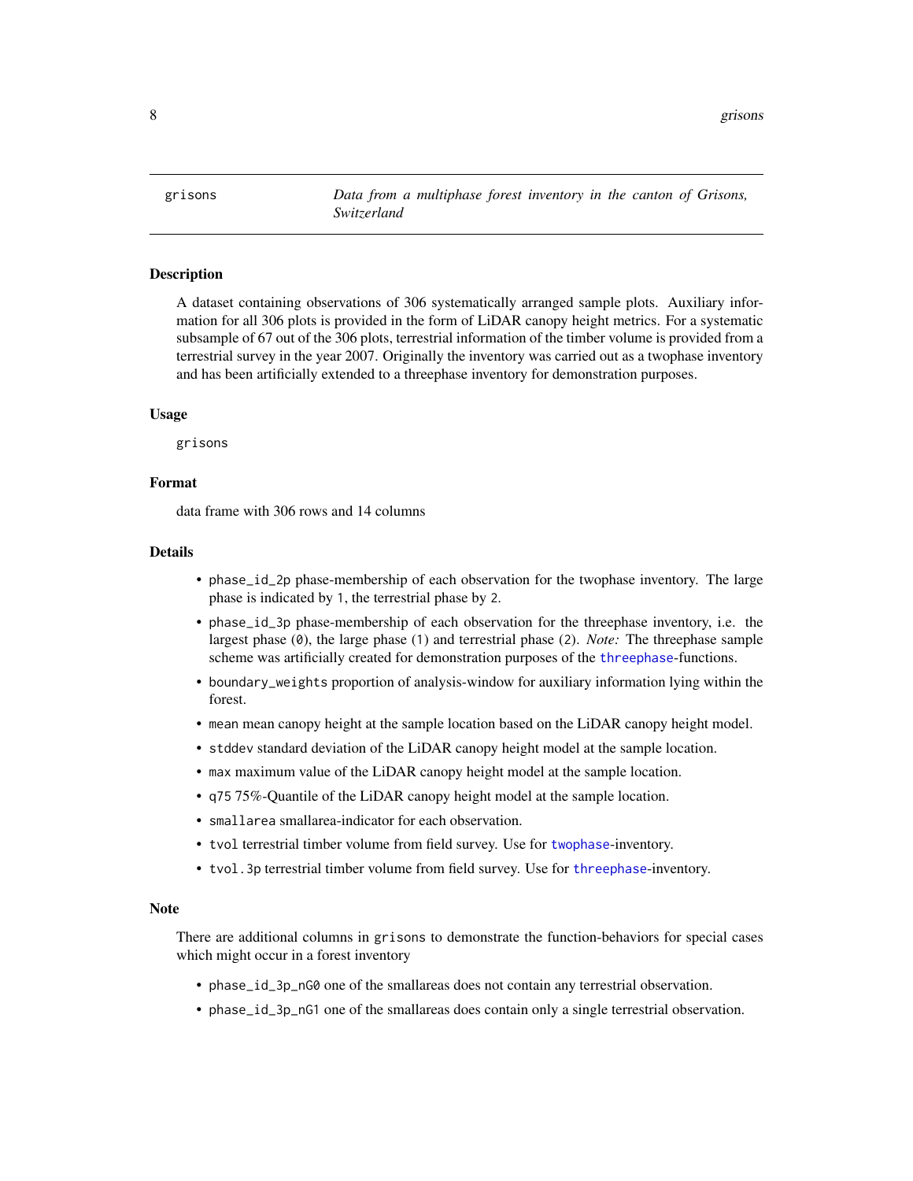## grisons — *Data from a multiphase forest inventory in the canton of Grisons, Switzerland*

### Description

A dataset containing observations of 306 systematically arranged sample plots. Auxiliary information for all 306 plots is provided in the form of LiDAR canopy height metrics. For a systematic subsample of 67 out of the 306 plots, terrestrial information of the timber volume is provided from a terrestrial survey in the year 2007. Originally the inventory was carried out as a twophase inventory and has been artificially extended to a threephase inventory for demonstration purposes.

### Usage

```
grisons
```

### Format

data frame with 306 rows and 14 columns

### Details

- `phase_id_2p` phase-membership of each observation for the twophase inventory. The large phase is indicated by `1`, the terrestrial phase by `2`.
- `phase_id_3p` phase-membership of each observation for the threephase inventory, i.e. the largest phase (`0`), the large phase (`1`) and terrestrial phase (`2`). *Note:* The threephase sample scheme was artificially created for demonstration purposes of the `threephase`-functions.
- `boundary_weights` proportion of analysis-window for auxiliary information lying within the forest.
- `mean` mean canopy height at the sample location based on the LiDAR canopy height model.
- `stddev` standard deviation of the LiDAR canopy height model at the sample location.
- `max` maximum value of the LiDAR canopy height model at the sample location.
- `q75` 75%-Quantile of the LiDAR canopy height model at the sample location.
- `smallarea` smallarea-indicator for each observation.
- `tvol` terrestrial timber volume from field survey. Use for `twophase`-inventory.
- `tvol.3p` terrestrial timber volume from field survey. Use for `threephase`-inventory.

### Note

There are additional columns in `grisons` to demonstrate the function-behaviors for special cases which might occur in a forest inventory

- `phase_id_3p_nG0` one of the smallareas does not contain any terrestrial observation.
- `phase_id_3p_nG1` one of the smallareas does contain only a single terrestrial observation.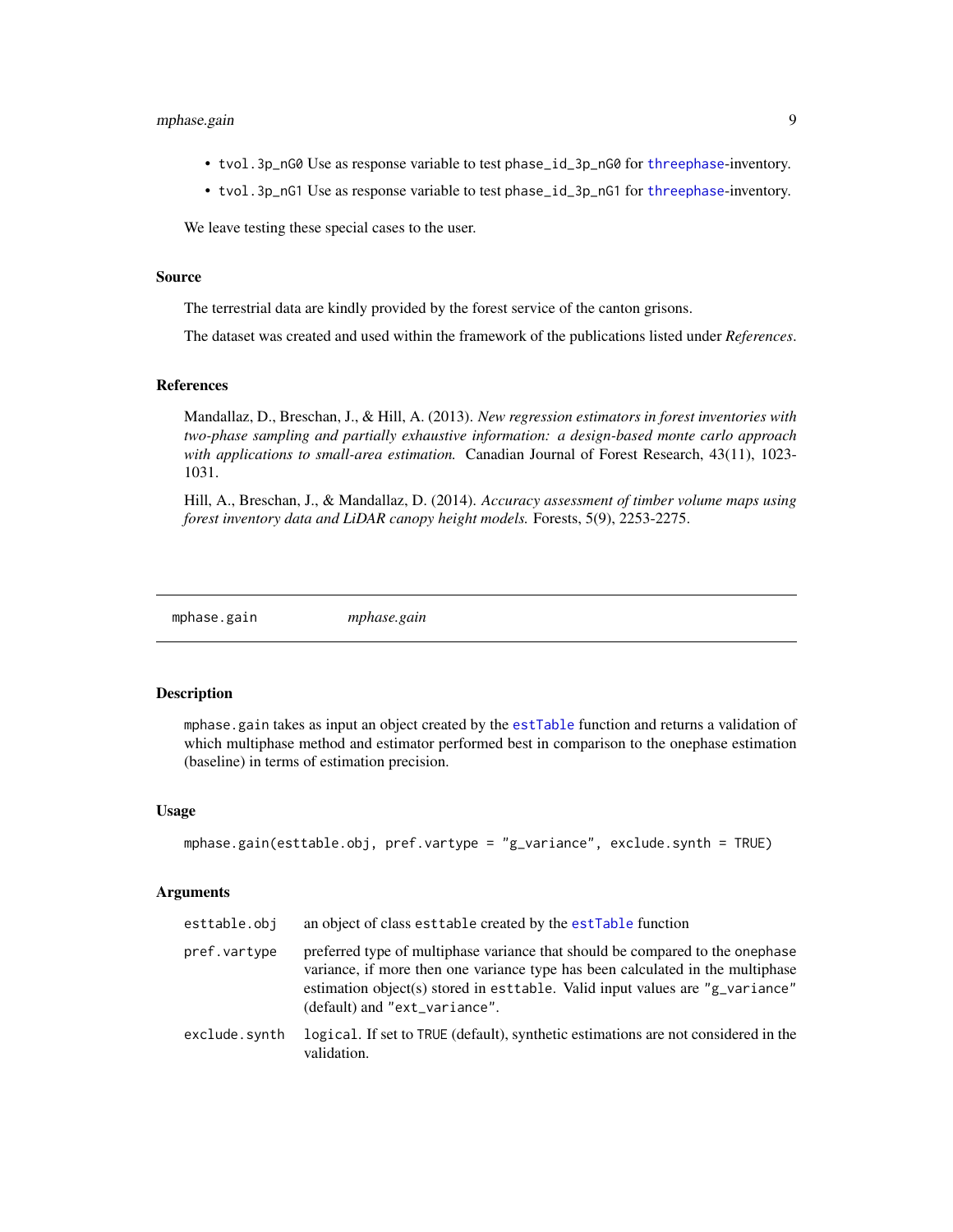- `tvol.3p_nG0` Use as response variable to test `phase_id_3p_nG0` for threephase-inventory.
- `tvol.3p_nG1` Use as response variable to test `phase_id_3p_nG1` for threephase-inventory.

We leave testing these special cases to the user.

### Source

The terrestrial data are kindly provided by the forest service of the canton grisons.

The dataset was created and used within the framework of the publications listed under *References*.

### References

Mandallaz, D., Breschan, J., & Hill, A. (2013). *New regression estimators in forest inventories with two-phase sampling and partially exhaustive information: a design-based monte carlo approach with applications to small-area estimation.* Canadian Journal of Forest Research, 43(11), 1023-1031.

Hill, A., Breschan, J., & Mandallaz, D. (2014). *Accuracy assessment of timber volume maps using forest inventory data and LiDAR canopy height models.* Forests, 5(9), 2253-2275.

---

## mphase.gain *mphase.gain*

### Description

`mphase.gain` takes as input an object created by the estTable function and returns a validation of which multiphase method and estimator performed best in comparison to the onephase estimation (baseline) in terms of estimation precision.

### Usage

```
mphase.gain(esttable.obj, pref.vartype = "g_variance", exclude.synth = TRUE)
```

### Arguments

| | |
|---|---|
| `esttable.obj` | an object of class `esttable` created by the estTable function |
| `pref.vartype` | preferred type of multiphase variance that should be compared to the onephase variance, if more then one variance type has been calculated in the multiphase estimation object(s) stored in `esttable`. Valid input values are `"g_variance"` (default) and `"ext_variance"`. |
| `exclude.synth` | `logical`. If set to `TRUE` (default), synthetic estimations are not considered in the validation. |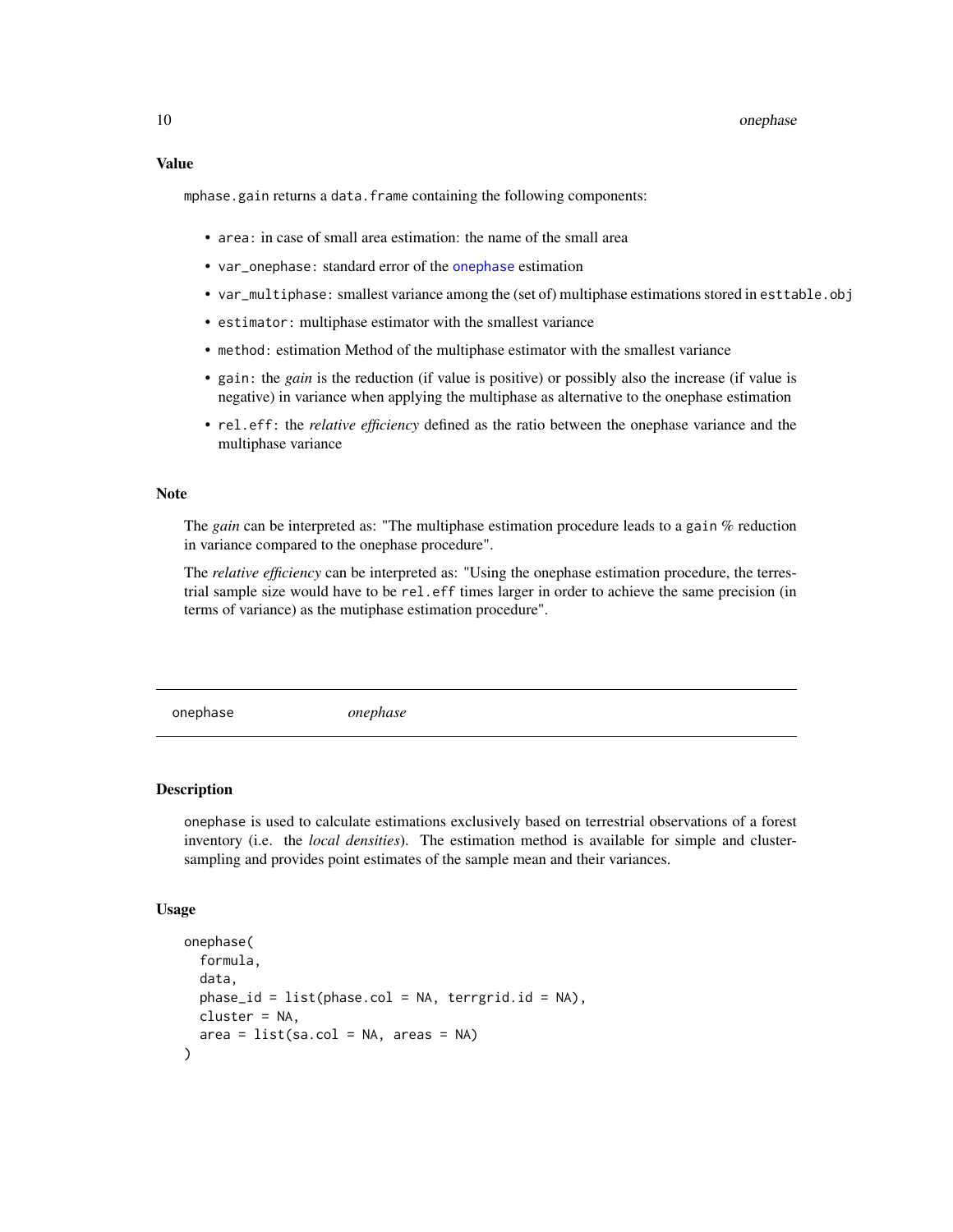### Value

mphase.gain returns a data.frame containing the following components:

- area: in case of small area estimation: the name of the small area
- var_onephase: standard error of the onephase estimation
- var_multiphase: smallest variance among the (set of) multiphase estimations stored in esttable.obj
- estimator: multiphase estimator with the smallest variance
- method: estimation Method of the multiphase estimator with the smallest variance
- gain: the *gain* is the reduction (if value is positive) or possibly also the increase (if value is negative) in variance when applying the multiphase as alternative to the onephase estimation
- rel.eff: the *relative efficiency* defined as the ratio between the onephase variance and the multiphase variance

### Note

The *gain* can be interpreted as: "The multiphase estimation procedure leads to a gain % reduction in variance compared to the onephase procedure".

The *relative efficiency* can be interpreted as: "Using the onephase estimation procedure, the terrestrial sample size would have to be rel.eff times larger in order to achieve the same precision (in terms of variance) as the mutiphase estimation procedure".

---

## onephase *onephase*

---

### Description

onephase is used to calculate estimations exclusively based on terrestrial observations of a forest inventory (i.e. the *local densities*). The estimation method is available for simple and cluster-sampling and provides point estimates of the sample mean and their variances.

### Usage

```
onephase(
  formula,
  data,
  phase_id = list(phase.col = NA, terrgrid.id = NA),
  cluster = NA,
  area = list(sa.col = NA, areas = NA)
)
```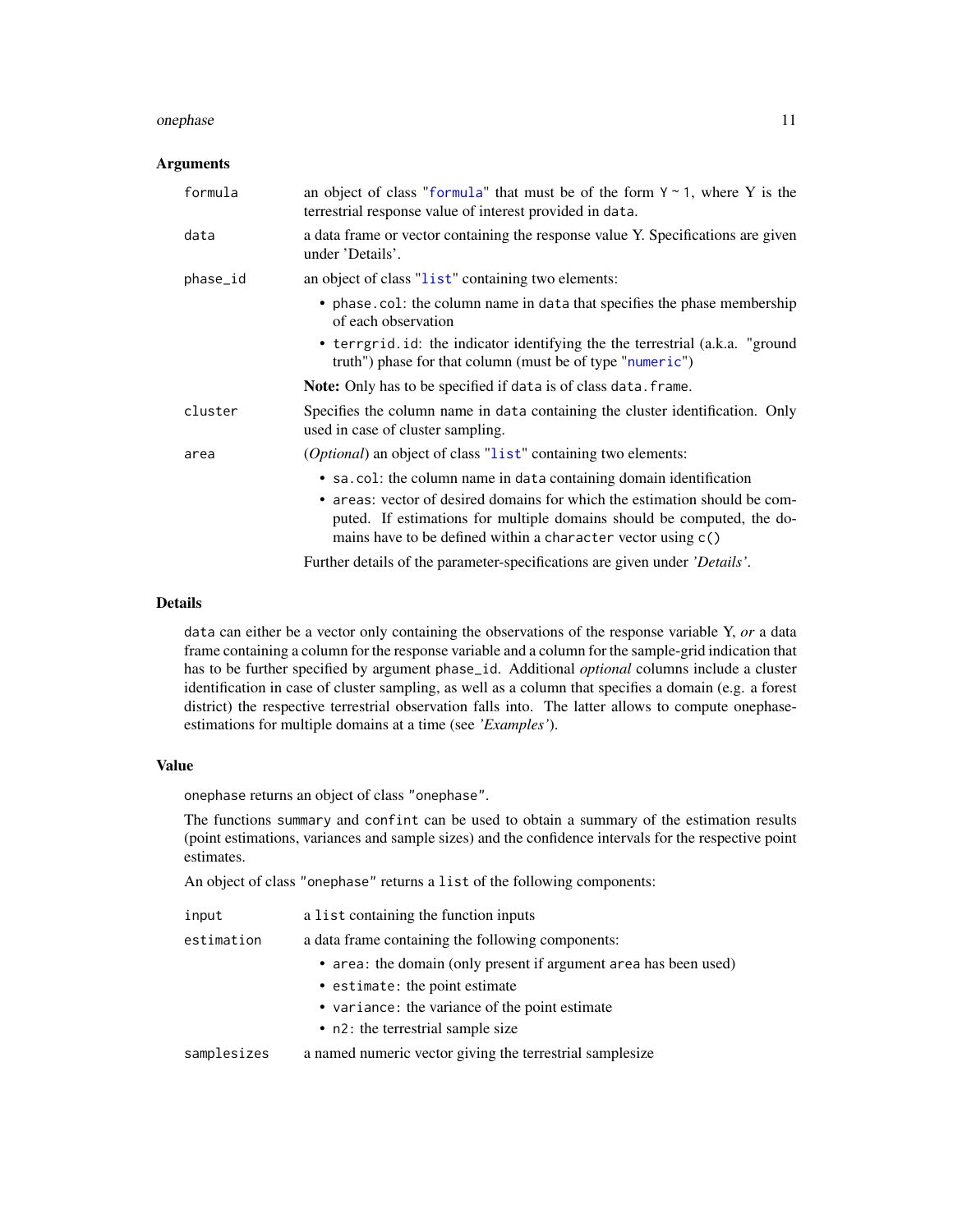### Arguments

| | |
|---|---|
| `formula` | an object of class "`formula`" that must be of the form `Y ~ 1`, where Y is the terrestrial response value of interest provided in `data`. |
| `data` | a data frame or vector containing the response value Y. Specifications are given under 'Details'. |
| `phase_id` | an object of class "`list`" containing two elements: <br>• `phase.col`: the column name in `data` that specifies the phase membership of each observation <br>• `terrgrid.id`: the indicator identifying the the terrestrial (a.k.a. "ground truth") phase for that column (must be of type "`numeric`") <br>**Note:** Only has to be specified if `data` is of class `data.frame`. |
| `cluster` | Specifies the column name in `data` containing the cluster identification. Only used in case of cluster sampling. |
| `area` | (*Optional*) an object of class "`list`" containing two elements: <br>• `sa.col`: the column name in `data` containing domain identification <br>• `areas`: vector of desired domains for which the estimation should be computed. If estimations for multiple domains should be computed, the domains have to be defined within a `character` vector using `c()` <br>Further details of the parameter-specifications are given under *'Details'*. |

### Details

`data` can either be a vector only containing the observations of the response variable Y, *or* a data frame containing a column for the response variable and a column for the sample-grid indication that has to be further specified by argument `phase_id`. Additional *optional* columns include a cluster identification in case of cluster sampling, as well as a column that specifies a domain (e.g. a forest district) the respective terrestrial observation falls into. The latter allows to compute onephase-estimations for multiple domains at a time (see *'Examples'*).

### Value

`onephase` returns an object of class `"onephase"`.

The functions `summary` and `confint` can be used to obtain a summary of the estimation results (point estimations, variances and sample sizes) and the confidence intervals for the respective point estimates.

An object of class `"onephase"` returns a `list` of the following components:

| | |
|---|---|
| `input` | a `list` containing the function inputs |
| `estimation` | a data frame containing the following components: <br>• `area`: the domain (only present if argument `area` has been used) <br>• `estimate`: the point estimate <br>• `variance`: the variance of the point estimate <br>• `n2`: the terrestrial sample size |
| `samplesizes` | a named numeric vector giving the terrestrial samplesize |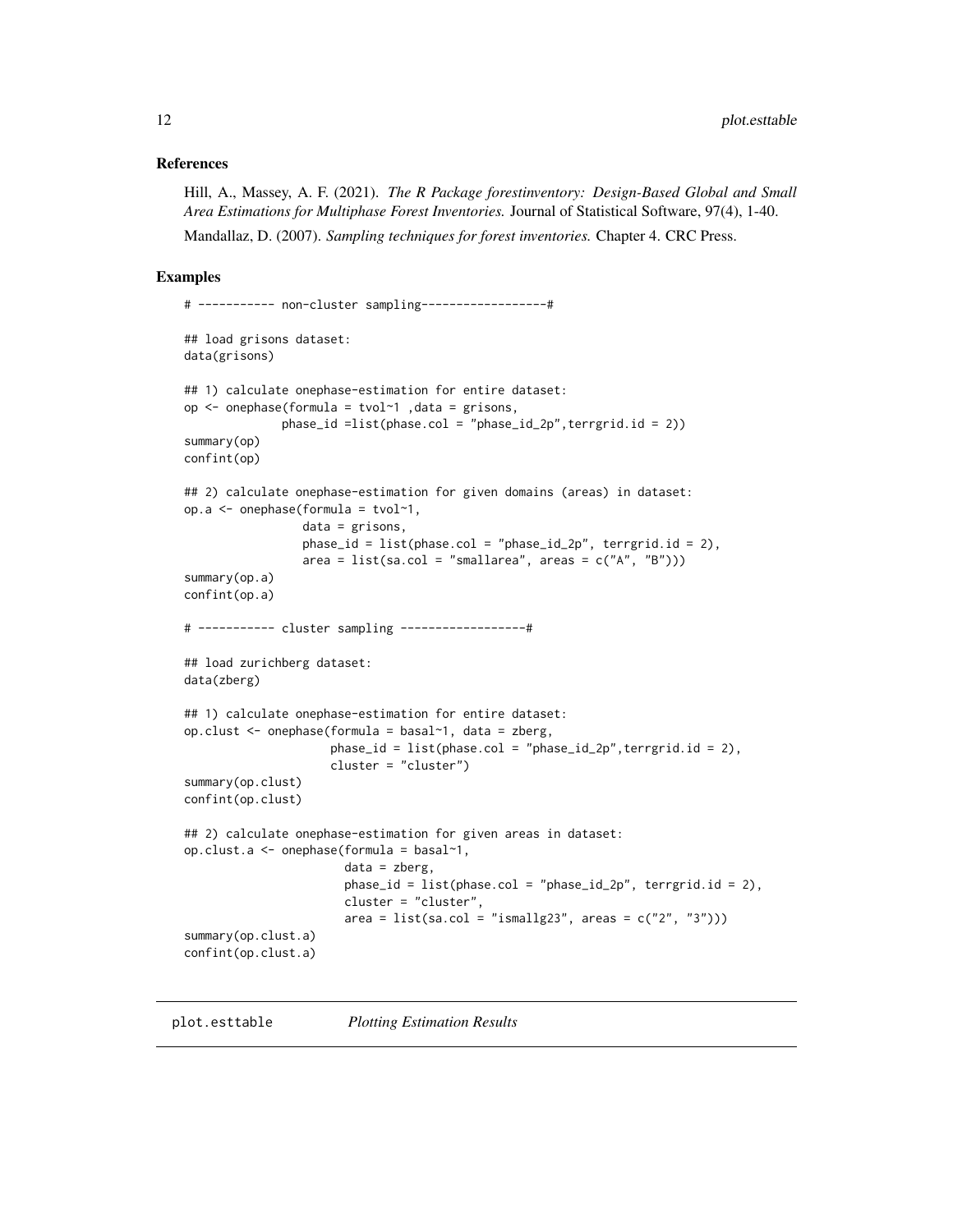### References

Hill, A., Massey, A. F. (2021). *The R Package forestinventory: Design-Based Global and Small Area Estimations for Multiphase Forest Inventories.* Journal of Statistical Software, 97(4), 1-40.

Mandallaz, D. (2007). *Sampling techniques for forest inventories.* Chapter 4. CRC Press.

### Examples

```
# ----------- non-cluster sampling------------------#

## load grisons dataset:
data(grisons)

## 1) calculate onephase-estimation for entire dataset:
op <- onephase(formula = tvol~1 ,data = grisons,
               phase_id =list(phase.col = "phase_id_2p",terrgrid.id = 2))
summary(op)
confint(op)

## 2) calculate onephase-estimation for given domains (areas) in dataset:
op.a <- onephase(formula = tvol~1,
                 data = grisons,
                 phase_id = list(phase.col = "phase_id_2p", terrgrid.id = 2),
                 area = list(sa.col = "smallarea", areas = c("A", "B")))
summary(op.a)
confint(op.a)

# ----------- cluster sampling ------------------#

## load zurichberg dataset:
data(zberg)

## 1) calculate onephase-estimation for entire dataset:
op.clust <- onephase(formula = basal~1, data = zberg,
                     phase_id = list(phase.col = "phase_id_2p",terrgrid.id = 2),
                     cluster = "cluster")
summary(op.clust)
confint(op.clust)

## 2) calculate onephase-estimation for given areas in dataset:
op.clust.a <- onephase(formula = basal~1,
                       data = zberg,
                       phase_id = list(phase.col = "phase_id_2p", terrgrid.id = 2),
                       cluster = "cluster",
                       area = list(sa.col = "ismallg23", areas = c("2", "3")))
summary(op.clust.a)
confint(op.clust.a)
```

---

## plot.esttable *Plotting Estimation Results*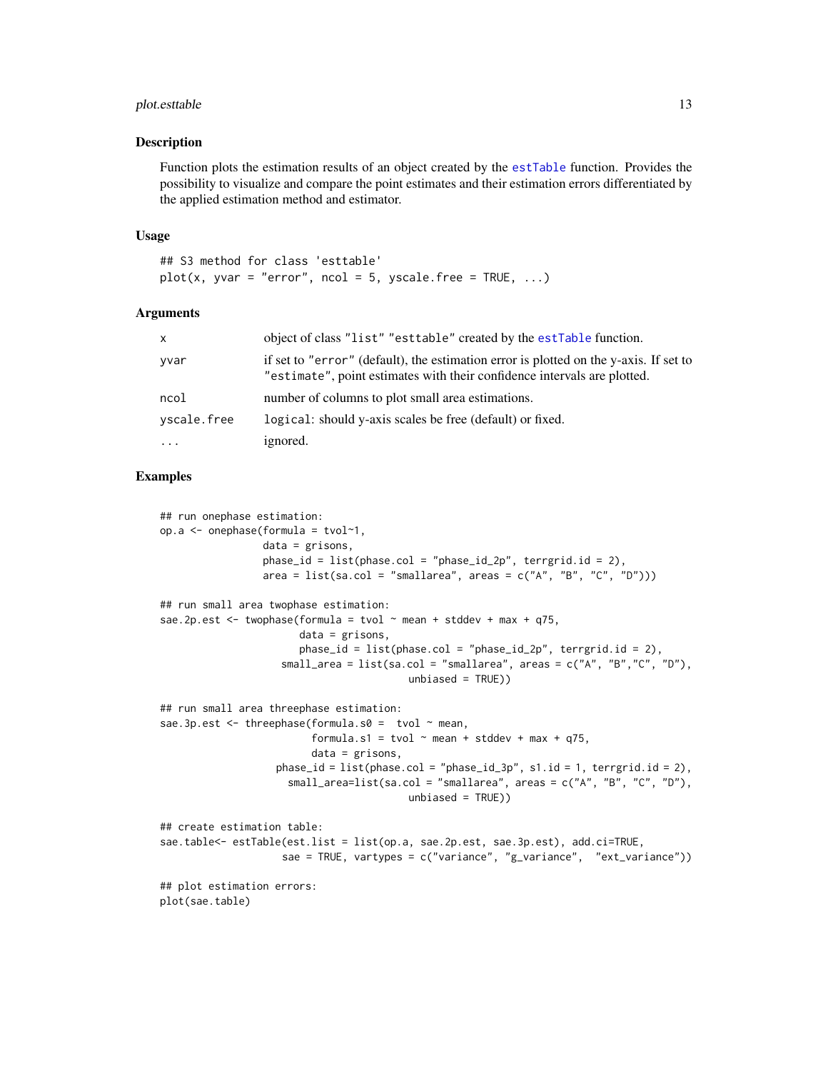### Description

Function plots the estimation results of an object created by the `estTable` function. Provides the possibility to visualize and compare the point estimates and their estimation errors differentiated by the applied estimation method and estimator.

### Usage

```
## S3 method for class 'esttable'
plot(x, yvar = "error", ncol = 5, yscale.free = TRUE, ...)
```

### Arguments

| | |
|---|---|
| `x` | object of class `"list"` `"esttable"` created by the `estTable` function. |
| `yvar` | if set to `"error"` (default), the estimation error is plotted on the y-axis. If set to `"estimate"`, point estimates with their confidence intervals are plotted. |
| `ncol` | number of columns to plot small area estimations. |
| `yscale.free` | `logical`: should y-axis scales be free (default) or fixed. |
| `...` | ignored. |

### Examples

```
## run onephase estimation:
op.a <- onephase(formula = tvol~1,
                 data = grisons,
                 phase_id = list(phase.col = "phase_id_2p", terrgrid.id = 2),
                 area = list(sa.col = "smallarea", areas = c("A", "B", "C", "D")))

## run small area twophase estimation:
sae.2p.est <- twophase(formula = tvol ~ mean + stddev + max + q75,
                       data = grisons,
                       phase_id = list(phase.col = "phase_id_2p", terrgrid.id = 2),
                    small_area = list(sa.col = "smallarea", areas = c("A", "B","C", "D"),
                                      unbiased = TRUE))

## run small area threephase estimation:
sae.3p.est <- threephase(formula.s0 =  tvol ~ mean,
                         formula.s1 = tvol ~ mean + stddev + max + q75,
                         data = grisons,
                   phase_id = list(phase.col = "phase_id_3p", s1.id = 1, terrgrid.id = 2),
                     small_area=list(sa.col = "smallarea", areas = c("A", "B", "C", "D"),
                                     unbiased = TRUE))

## create estimation table:
sae.table<- estTable(est.list = list(op.a, sae.2p.est, sae.3p.est), add.ci=TRUE,
                    sae = TRUE, vartypes = c("variance", "g_variance",  "ext_variance"))

## plot estimation errors:
plot(sae.table)
```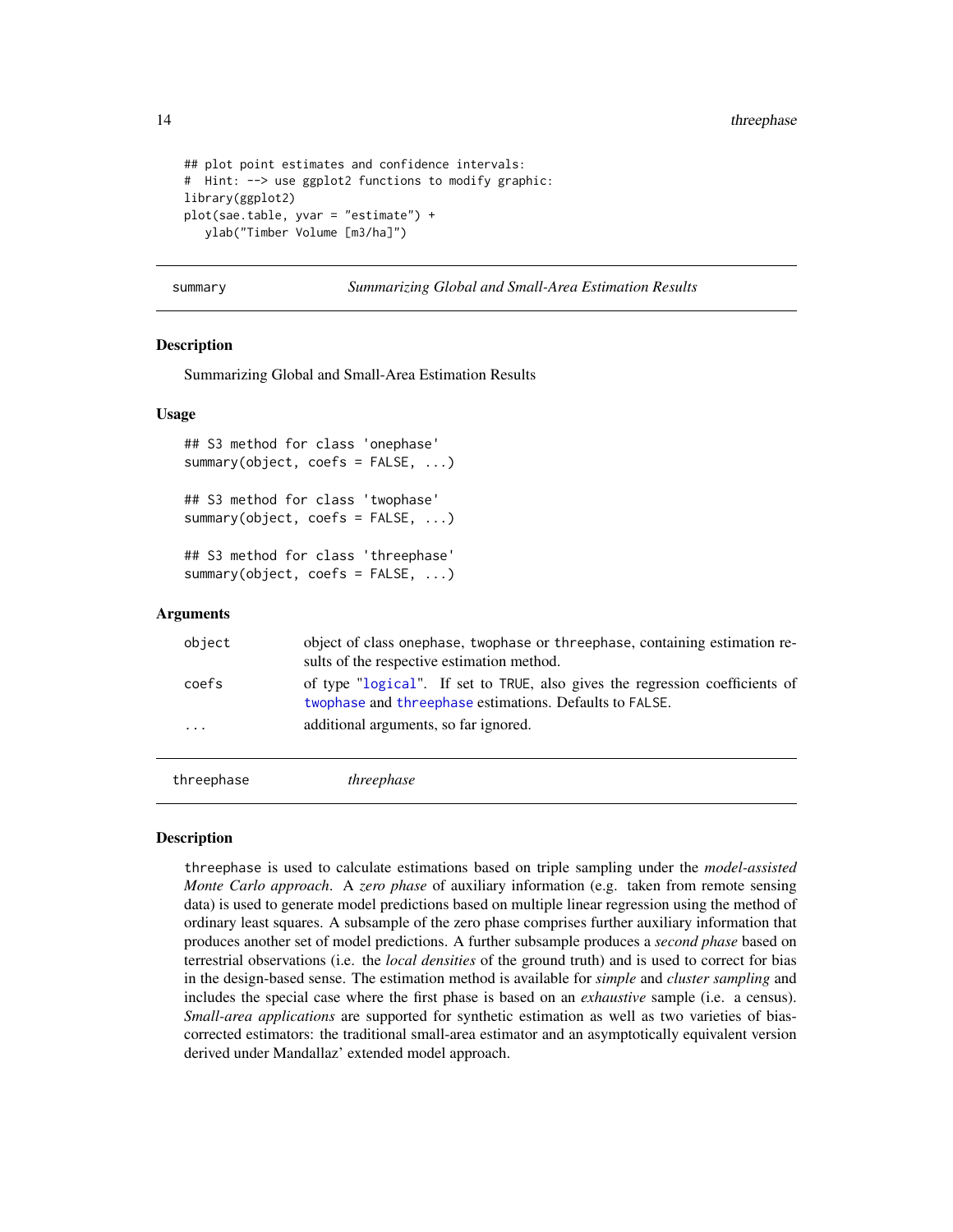```
## plot point estimates and confidence intervals:
#  Hint: --> use ggplot2 functions to modify graphic:
library(ggplot2)
plot(sae.table, yvar = "estimate") +
   ylab("Timber Volume [m3/ha]")
```

## summary — *Summarizing Global and Small-Area Estimation Results*

### Description

Summarizing Global and Small-Area Estimation Results

### Usage

```
## S3 method for class 'onephase'
summary(object, coefs = FALSE, ...)

## S3 method for class 'twophase'
summary(object, coefs = FALSE, ...)

## S3 method for class 'threephase'
summary(object, coefs = FALSE, ...)
```

### Arguments

| | |
|---|---|
| `object` | object of class `onephase`, `twophase` or `threephase`, containing estimation results of the respective estimation method. |
| `coefs` | of type "`logical`". If set to `TRUE`, also gives the regression coefficients of `twophase` and `threephase` estimations. Defaults to `FALSE`. |
| `...` | additional arguments, so far ignored. |

## threephase — *threephase*

### Description

`threephase` is used to calculate estimations based on triple sampling under the *model-assisted Monte Carlo approach*. A *zero phase* of auxiliary information (e.g. taken from remote sensing data) is used to generate model predictions based on multiple linear regression using the method of ordinary least squares. A subsample of the zero phase comprises further auxiliary information that produces another set of model predictions. A further subsample produces a *second phase* based on terrestrial observations (i.e. the *local densities* of the ground truth) and is used to correct for bias in the design-based sense. The estimation method is available for *simple* and *cluster sampling* and includes the special case where the first phase is based on an *exhaustive* sample (i.e. a census). *Small-area applications* are supported for synthetic estimation as well as two varieties of bias-corrected estimators: the traditional small-area estimator and an asymptotically equivalent version derived under Mandallaz' extended model approach.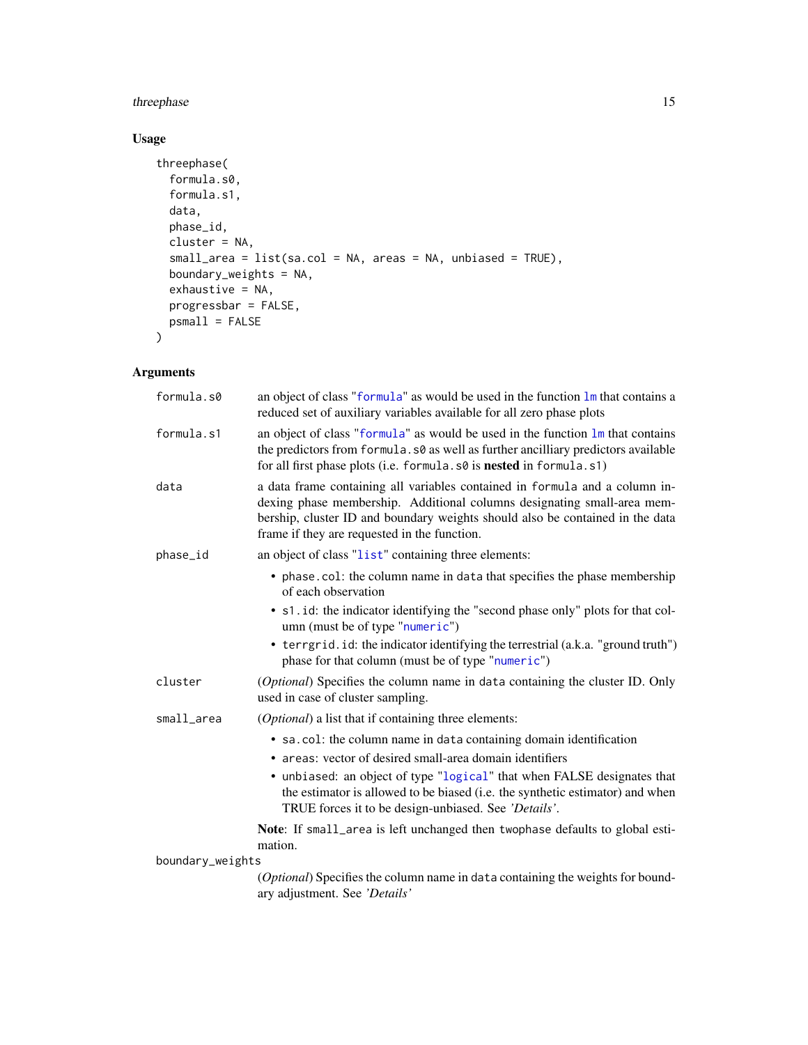## Usage

```
threephase(
  formula.s0,
  formula.s1,
  data,
  phase_id,
  cluster = NA,
  small_area = list(sa.col = NA, areas = NA, unbiased = TRUE),
  boundary_weights = NA,
  exhaustive = NA,
  progressbar = FALSE,
  psmall = FALSE
)
```

## Arguments

| | |
|---|---|
| `formula.s0` | an object of class "`formula`" as would be used in the function `lm` that contains a reduced set of auxiliary variables available for all zero phase plots |
| `formula.s1` | an object of class "`formula`" as would be used in the function `lm` that contains the predictors from `formula.s0` as well as further ancilliary predictors available for all first phase plots (i.e. `formula.s0` is **nested** in `formula.s1`) |
| `data` | a data frame containing all variables contained in `formula` and a column indexing phase membership. Additional columns designating small-area membership, cluster ID and boundary weights should also be contained in the data frame if they are requested in the function. |
| `phase_id` | an object of class "`list`" containing three elements: <br>• `phase.col`: the column name in `data` that specifies the phase membership of each observation <br>• `s1.id`: the indicator identifying the "second phase only" plots for that column (must be of type "`numeric`") <br>• `terrgrid.id`: the indicator identifying the terrestrial (a.k.a. "ground truth") phase for that column (must be of type "`numeric`") |
| `cluster` | (*Optional*) Specifies the column name in `data` containing the cluster ID. Only used in case of cluster sampling. |
| `small_area` | (*Optional*) a list that if containing three elements: <br>• `sa.col`: the column name in `data` containing domain identification <br>• `areas`: vector of desired small-area domain identifiers <br>• `unbiased`: an object of type "`logical`" that when FALSE designates that the estimator is allowed to be biased (i.e. the synthetic estimator) and when TRUE forces it to be design-unbiased. See *'Details'*. <br><br>**Note**: If `small_area` is left unchanged then `twophase` defaults to global estimation. |
| `boundary_weights` | (*Optional*) Specifies the column name in `data` containing the weights for boundary adjustment. See *'Details'* |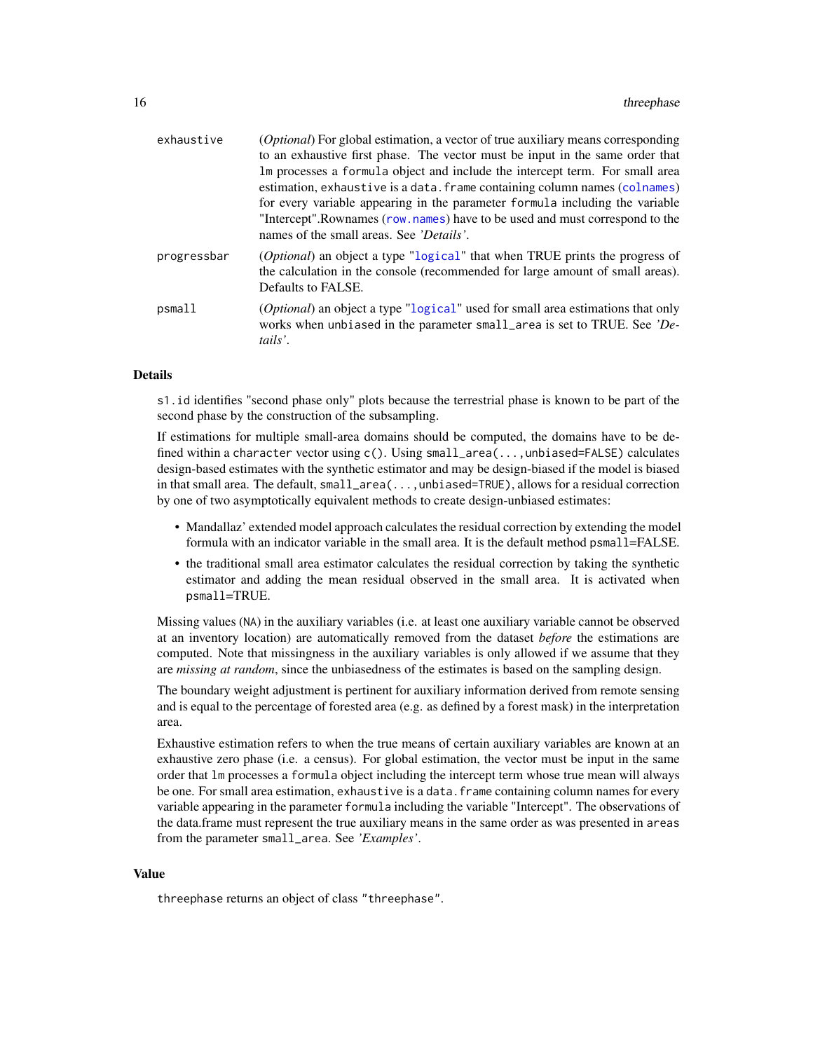| | |
|---|---|
| `exhaustive` | (*Optional*) For global estimation, a vector of true auxiliary means corresponding to an exhaustive first phase. The vector must be input in the same order that `lm` processes a `formula` object and include the intercept term. For small area estimation, `exhaustive` is a `data.frame` containing column names (`colnames`) for every variable appearing in the parameter `formula` including the variable "Intercept".Rownames (`row.names`) have to be used and must correspond to the names of the small areas. See *'Details'*. |
| `progressbar` | (*Optional*) an object a type "`logical`" that when TRUE prints the progress of the calculation in the console (recommended for large amount of small areas). Defaults to FALSE. |
| `psmall` | (*Optional*) an object a type "`logical`" used for small area estimations that only works when `unbiased` in the parameter `small_area` is set to TRUE. See *'Details'*. |

## Details

`s1.id` identifies "second phase only" plots because the terrestrial phase is known to be part of the second phase by the construction of the subsampling.

If estimations for multiple small-area domains should be computed, the domains have to be defined within a `character` vector using `c()`. Using `small_area(...,unbiased=FALSE)` calculates design-based estimates with the synthetic estimator and may be design-biased if the model is biased in that small area. The default, `small_area(...,unbiased=TRUE)`, allows for a residual correction by one of two asymptotically equivalent methods to create design-unbiased estimates:

- Mandallaz' extended model approach calculates the residual correction by extending the model formula with an indicator variable in the small area. It is the default method `psmall`=FALSE.
- the traditional small area estimator calculates the residual correction by taking the synthetic estimator and adding the mean residual observed in the small area. It is activated when `psmall`=TRUE.

Missing values (`NA`) in the auxiliary variables (i.e. at least one auxiliary variable cannot be observed at an inventory location) are automatically removed from the dataset *before* the estimations are computed. Note that missingness in the auxiliary variables is only allowed if we assume that they are *missing at random*, since the unbiasedness of the estimates is based on the sampling design.

The boundary weight adjustment is pertinent for auxiliary information derived from remote sensing and is equal to the percentage of forested area (e.g. as defined by a forest mask) in the interpretation area.

Exhaustive estimation refers to when the true means of certain auxiliary variables are known at an exhaustive zero phase (i.e. a census). For global estimation, the vector must be input in the same order that `lm` processes a `formula` object including the intercept term whose true mean will always be one. For small area estimation, `exhaustive` is a `data.frame` containing column names for every variable appearing in the parameter `formula` including the variable "Intercept". The observations of the data.frame must represent the true auxiliary means in the same order as was presented in `areas` from the parameter `small_area`. See *'Examples'*.

## Value

`threephase` returns an object of class `"threephase"`.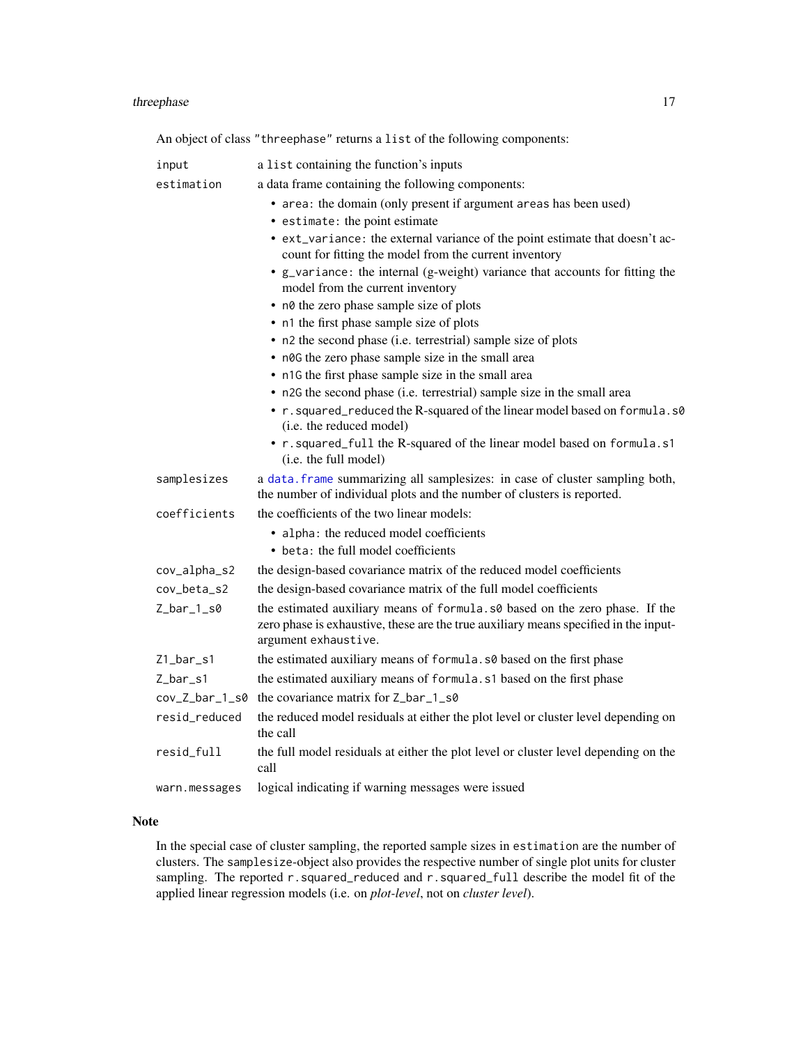An object of class "threephase" returns a `list` of the following components:

- `input`: a `list` containing the function's inputs
- `estimation`: a data frame containing the following components:
  - `area`: the domain (only present if argument `areas` has been used)
  - `estimate`: the point estimate
  - `ext_variance`: the external variance of the point estimate that doesn't account for fitting the model from the current inventory
  - `g_variance`: the internal (g-weight) variance that accounts for fitting the model from the current inventory
  - `n0` the zero phase sample size of plots
  - `n1` the first phase sample size of plots
  - `n2` the second phase (i.e. terrestrial) sample size of plots
  - `n0G` the zero phase sample size in the small area
  - `n1G` the first phase sample size in the small area
  - `n2G` the second phase (i.e. terrestrial) sample size in the small area
  - `r.squared_reduced` the R-squared of the linear model based on `formula.s0` (i.e. the reduced model)
  - `r.squared_full` the R-squared of the linear model based on `formula.s1` (i.e. the full model)
- `samplesizes`: a `data.frame` summarizing all samplesizes: in case of cluster sampling both, the number of individual plots and the number of clusters is reported.
- `coefficients`: the coefficients of the two linear models:
  - `alpha`: the reduced model coefficients
  - `beta`: the full model coefficients
- `cov_alpha_s2`: the design-based covariance matrix of the reduced model coefficients
- `cov_beta_s2`: the design-based covariance matrix of the full model coefficients
- `Z_bar_1_s0`: the estimated auxiliary means of `formula.s0` based on the zero phase. If the zero phase is exhaustive, these are the true auxiliary means specified in the input-argument `exhaustive`.
- `Z1_bar_s1`: the estimated auxiliary means of `formula.s0` based on the first phase
- `Z_bar_s1`: the estimated auxiliary means of `formula.s1` based on the first phase
- `cov_Z_bar_1_s0`: the covariance matrix for `Z_bar_1_s0`
- `resid_reduced`: the reduced model residuals at either the plot level or cluster level depending on the call
- `resid_full`: the full model residuals at either the plot level or cluster level depending on the call
- `warn.messages`: logical indicating if warning messages were issued

## Note

In the special case of cluster sampling, the reported sample sizes in `estimation` are the number of clusters. The `samplesize`-object also provides the respective number of single plot units for cluster sampling. The reported `r.squared_reduced` and `r.squared_full` describe the model fit of the applied linear regression models (i.e. on *plot-level*, not on *cluster level*).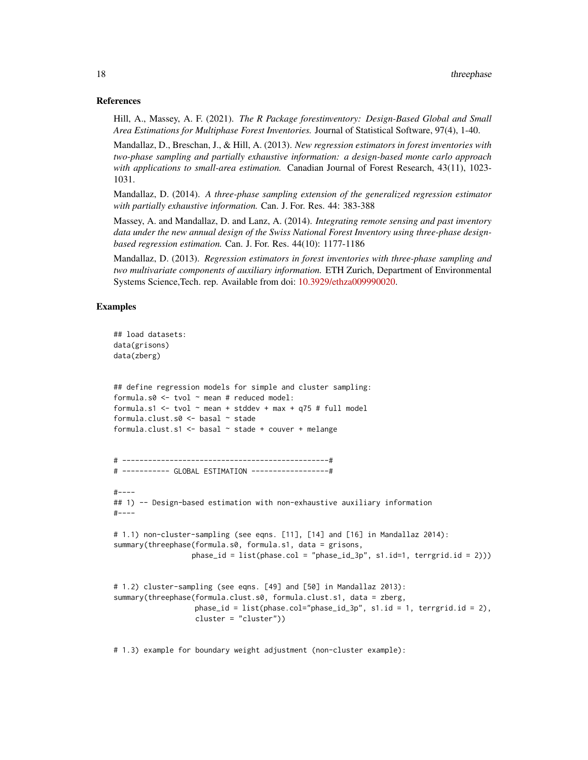### References

Hill, A., Massey, A. F. (2021). *The R Package forestinventory: Design-Based Global and Small Area Estimations for Multiphase Forest Inventories.* Journal of Statistical Software, 97(4), 1-40.

Mandallaz, D., Breschan, J., & Hill, A. (2013). *New regression estimators in forest inventories with two-phase sampling and partially exhaustive information: a design-based monte carlo approach with applications to small-area estimation.* Canadian Journal of Forest Research, 43(11), 1023-1031.

Mandallaz, D. (2014). *A three-phase sampling extension of the generalized regression estimator with partially exhaustive information.* Can. J. For. Res. 44: 383-388

Massey, A. and Mandallaz, D. and Lanz, A. (2014). *Integrating remote sensing and past inventory data under the new annual design of the Swiss National Forest Inventory using three-phase design-based regression estimation.* Can. J. For. Res. 44(10): 1177-1186

Mandallaz, D. (2013). *Regression estimators in forest inventories with three-phase sampling and two multivariate components of auxiliary information.* ETH Zurich, Department of Environmental Systems Science,Tech. rep. Available from doi: 10.3929/ethza009990020.

### Examples

```
## load datasets:
data(grisons)
data(zberg)


## define regression models for simple and cluster sampling:
formula.s0 <- tvol ~ mean # reduced model:
formula.s1 <- tvol ~ mean + stddev + max + q75 # full model
formula.clust.s0 <- basal ~ stade
formula.clust.s1 <- basal ~ stade + couver + melange


# ------------------------------------------------#
# ----------- GLOBAL ESTIMATION ------------------#

#----
## 1) -- Design-based estimation with non-exhaustive auxiliary information
#----

# 1.1) non-cluster-sampling (see eqns. [11], [14] and [16] in Mandallaz 2014):
summary(threephase(formula.s0, formula.s1, data = grisons,
                  phase_id = list(phase.col = "phase_id_3p", s1.id=1, terrgrid.id = 2)))


# 1.2) cluster-sampling (see eqns. [49] and [50] in Mandallaz 2013):
summary(threephase(formula.clust.s0, formula.clust.s1, data = zberg,
                   phase_id = list(phase.col="phase_id_3p", s1.id = 1, terrgrid.id = 2),
                   cluster = "cluster"))


# 1.3) example for boundary weight adjustment (non-cluster example):
```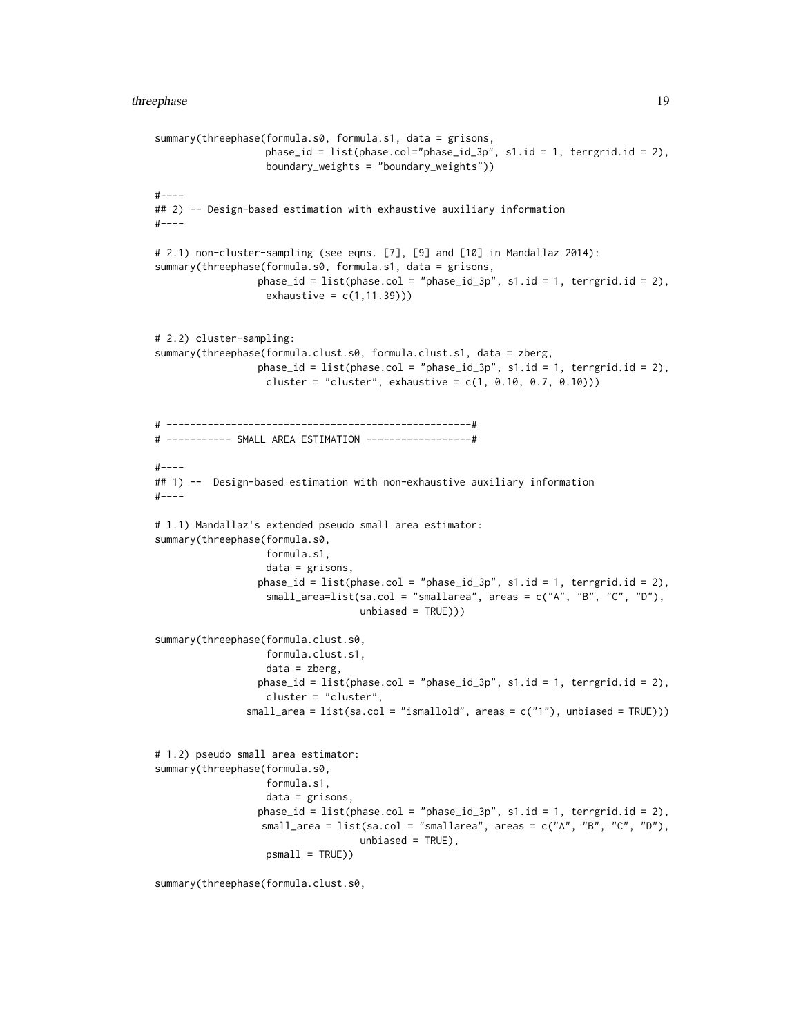```
summary(threephase(formula.s0, formula.s1, data = grisons,
                   phase_id = list(phase.col="phase_id_3p", s1.id = 1, terrgrid.id = 2),
                   boundary_weights = "boundary_weights"))

#----
## 2) -- Design-based estimation with exhaustive auxiliary information
#----

# 2.1) non-cluster-sampling (see eqns. [7], [9] and [10] in Mandallaz 2014):
summary(threephase(formula.s0, formula.s1, data = grisons,
                  phase_id = list(phase.col = "phase_id_3p", s1.id = 1, terrgrid.id = 2),
                   exhaustive = c(1,11.39)))


# 2.2) cluster-sampling:
summary(threephase(formula.clust.s0, formula.clust.s1, data = zberg,
                  phase_id = list(phase.col = "phase_id_3p", s1.id = 1, terrgrid.id = 2),
                   cluster = "cluster", exhaustive = c(1, 0.10, 0.7, 0.10)))


# ----------------------------------------------------#
# ----------- SMALL AREA ESTIMATION ------------------#

#----
## 1) --  Design-based estimation with non-exhaustive auxiliary information
#----

# 1.1) Mandallaz's extended pseudo small area estimator:
summary(threephase(formula.s0,
                   formula.s1,
                   data = grisons,
                  phase_id = list(phase.col = "phase_id_3p", s1.id = 1, terrgrid.id = 2),
                   small_area=list(sa.col = "smallarea", areas = c("A", "B", "C", "D"),
                                   unbiased = TRUE)))

summary(threephase(formula.clust.s0,
                   formula.clust.s1,
                   data = zberg,
                  phase_id = list(phase.col = "phase_id_3p", s1.id = 1, terrgrid.id = 2),
                   cluster = "cluster",
                small_area = list(sa.col = "ismallold", areas = c("1"), unbiased = TRUE)))


# 1.2) pseudo small area estimator:
summary(threephase(formula.s0,
                   formula.s1,
                   data = grisons,
                  phase_id = list(phase.col = "phase_id_3p", s1.id = 1, terrgrid.id = 2),
                  small_area = list(sa.col = "smallarea", areas = c("A", "B", "C", "D"),
                                   unbiased = TRUE),
                   psmall = TRUE))

summary(threephase(formula.clust.s0,
```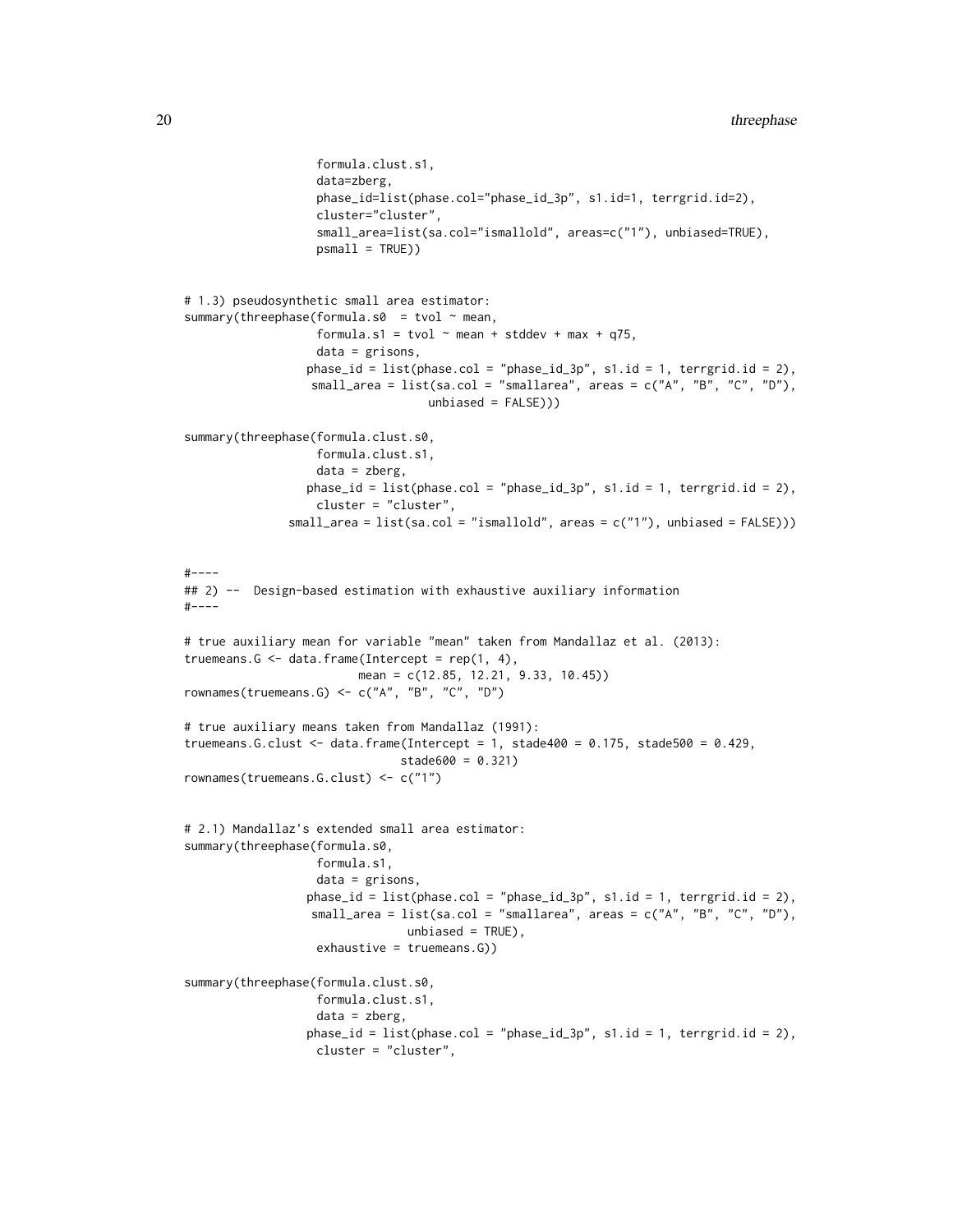```
                 formula.clust.s1,
                 data=zberg,
                 phase_id=list(phase.col="phase_id_3p", s1.id=1, terrgrid.id=2),
                 cluster="cluster",
                 small_area=list(sa.col="ismallold", areas=c("1"), unbiased=TRUE),
                 psmall = TRUE))


# 1.3) pseudosynthetic small area estimator:
summary(threephase(formula.s0  = tvol ~ mean,
                 formula.s1 = tvol ~ mean + stddev + max + q75,
                 data = grisons,
                phase_id = list(phase.col = "phase_id_3p", s1.id = 1, terrgrid.id = 2),
                 small_area = list(sa.col = "smallarea", areas = c("A", "B", "C", "D"),
                                   unbiased = FALSE)))

summary(threephase(formula.clust.s0,
                 formula.clust.s1,
                 data = zberg,
                phase_id = list(phase.col = "phase_id_3p", s1.id = 1, terrgrid.id = 2),
                 cluster = "cluster",
              small_area = list(sa.col = "ismallold", areas = c("1"), unbiased = FALSE)))


#----
## 2) --  Design-based estimation with exhaustive auxiliary information
#----

# true auxiliary mean for variable "mean" taken from Mandallaz et al. (2013):
truemeans.G <- data.frame(Intercept = rep(1, 4),
                          mean = c(12.85, 12.21, 9.33, 10.45))
rownames(truemeans.G) <- c("A", "B", "C", "D")

# true auxiliary means taken from Mandallaz (1991):
truemeans.G.clust <- data.frame(Intercept = 1, stade400 = 0.175, stade500 = 0.429,
                                stade600 = 0.321)
rownames(truemeans.G.clust) <- c("1")


# 2.1) Mandallaz's extended small area estimator:
summary(threephase(formula.s0,
                 formula.s1,
                 data = grisons,
                phase_id = list(phase.col = "phase_id_3p", s1.id = 1, terrgrid.id = 2),
                 small_area = list(sa.col = "smallarea", areas = c("A", "B", "C", "D"),
                                 unbiased = TRUE),
                 exhaustive = truemeans.G))

summary(threephase(formula.clust.s0,
                 formula.clust.s1,
                 data = zberg,
                phase_id = list(phase.col = "phase_id_3p", s1.id = 1, terrgrid.id = 2),
                 cluster = "cluster",
```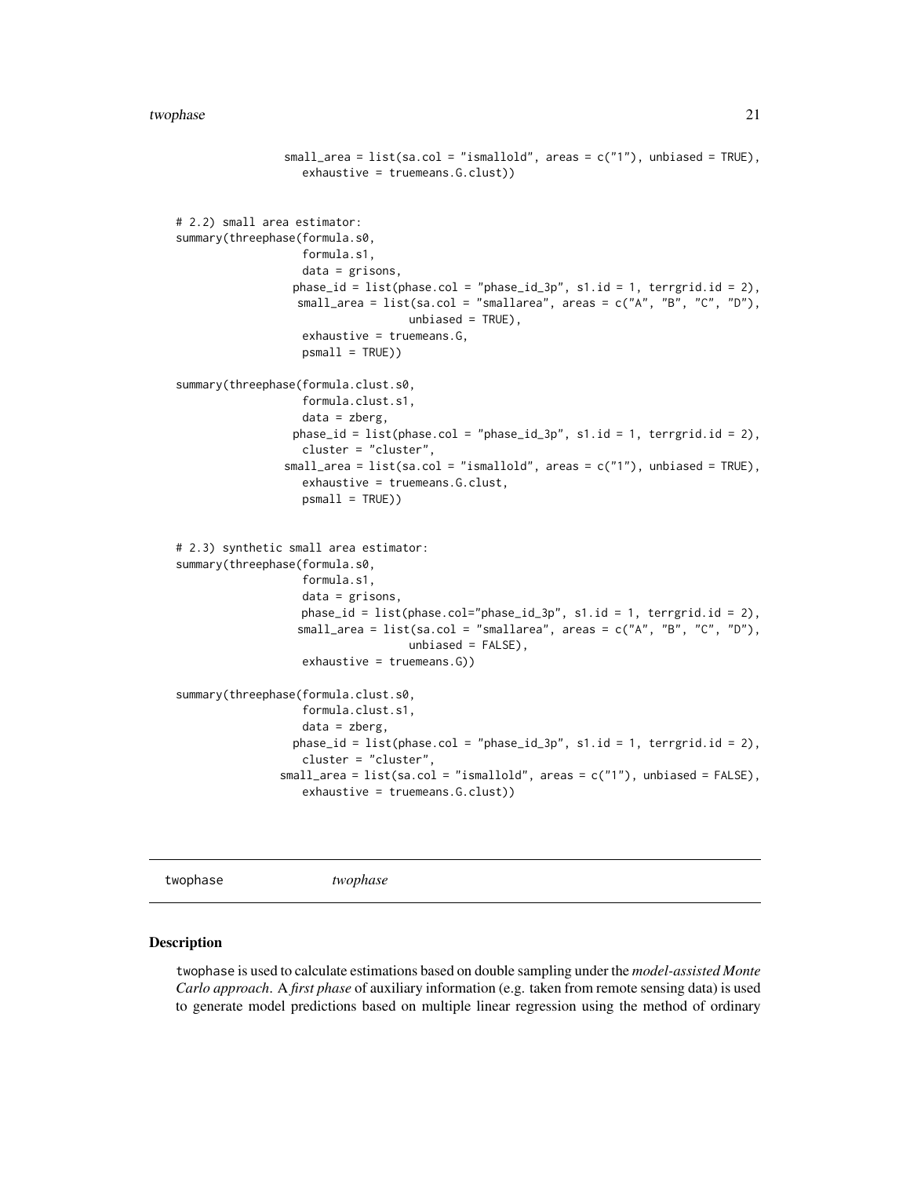```
                  small_area = list(sa.col = "ismallold", areas = c("1"), unbiased = TRUE),
                    exhaustive = truemeans.G.clust))


# 2.2) small area estimator:
summary(threephase(formula.s0,
                    formula.s1,
                    data = grisons,
                  phase_id = list(phase.col = "phase_id_3p", s1.id = 1, terrgrid.id = 2),
                   small_area = list(sa.col = "smallarea", areas = c("A", "B", "C", "D"),
                                  unbiased = TRUE),
                    exhaustive = truemeans.G,
                    psmall = TRUE))

summary(threephase(formula.clust.s0,
                    formula.clust.s1,
                    data = zberg,
                  phase_id = list(phase.col = "phase_id_3p", s1.id = 1, terrgrid.id = 2),
                    cluster = "cluster",
                  small_area = list(sa.col = "ismallold", areas = c("1"), unbiased = TRUE),
                    exhaustive = truemeans.G.clust,
                    psmall = TRUE))


# 2.3) synthetic small area estimator:
summary(threephase(formula.s0,
                    formula.s1,
                    data = grisons,
                    phase_id = list(phase.col="phase_id_3p", s1.id = 1, terrgrid.id = 2),
                   small_area = list(sa.col = "smallarea", areas = c("A", "B", "C", "D"),
                                  unbiased = FALSE),
                    exhaustive = truemeans.G))

summary(threephase(formula.clust.s0,
                    formula.clust.s1,
                    data = zberg,
                  phase_id = list(phase.col = "phase_id_3p", s1.id = 1, terrgrid.id = 2),
                    cluster = "cluster",
                 small_area = list(sa.col = "ismallold", areas = c("1"), unbiased = FALSE),
                    exhaustive = truemeans.G.clust))
```

---

`twophase` *twophase*

---

## Description

`twophase` is used to calculate estimations based on double sampling under the *model-assisted Monte Carlo approach*. A *first phase* of auxiliary information (e.g. taken from remote sensing data) is used to generate model predictions based on multiple linear regression using the method of ordinary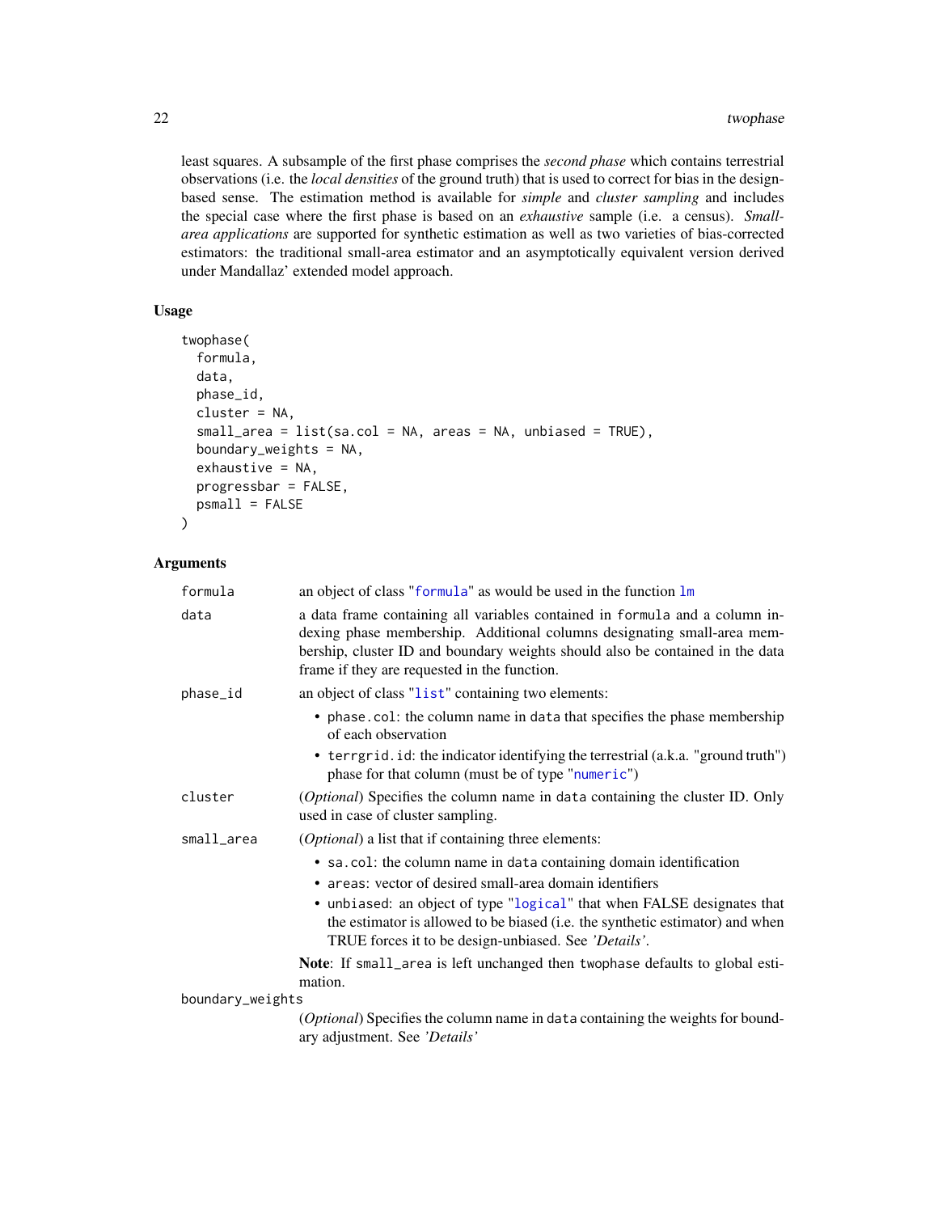least squares. A subsample of the first phase comprises the *second phase* which contains terrestrial observations (i.e. the *local densities* of the ground truth) that is used to correct for bias in the design-based sense. The estimation method is available for *simple* and *cluster sampling* and includes the special case where the first phase is based on an *exhaustive* sample (i.e. a census). *Small-area applications* are supported for synthetic estimation as well as two varieties of bias-corrected estimators: the traditional small-area estimator and an asymptotically equivalent version derived under Mandallaz' extended model approach.

### Usage

```
twophase(
  formula,
  data,
  phase_id,
  cluster = NA,
  small_area = list(sa.col = NA, areas = NA, unbiased = TRUE),
  boundary_weights = NA,
  exhaustive = NA,
  progressbar = FALSE,
  psmall = FALSE
)
```

### Arguments

`formula` an object of class "`formula`" as would be used in the function `lm`

`data` a data frame containing all variables contained in `formula` and a column indexing phase membership. Additional columns designating small-area membership, cluster ID and boundary weights should also be contained in the data frame if they are requested in the function.

`phase_id` an object of class "`list`" containing two elements:

- `phase.col`: the column name in `data` that specifies the phase membership of each observation
- `terrgrid.id`: the indicator identifying the terrestrial (a.k.a. "ground truth") phase for that column (must be of type "`numeric`")

`cluster` (*Optional*) Specifies the column name in `data` containing the cluster ID. Only used in case of cluster sampling.

`small_area` (*Optional*) a list that if containing three elements:

- `sa.col`: the column name in `data` containing domain identification
- `areas`: vector of desired small-area domain identifiers
- `unbiased`: an object of type "`logical`" that when FALSE designates that the estimator is allowed to be biased (i.e. the synthetic estimator) and when TRUE forces it to be design-unbiased. See *'Details'*.

**Note**: If `small_area` is left unchanged then `twophase` defaults to global estimation.

`boundary_weights` (*Optional*) Specifies the column name in `data` containing the weights for boundary adjustment. See *'Details'*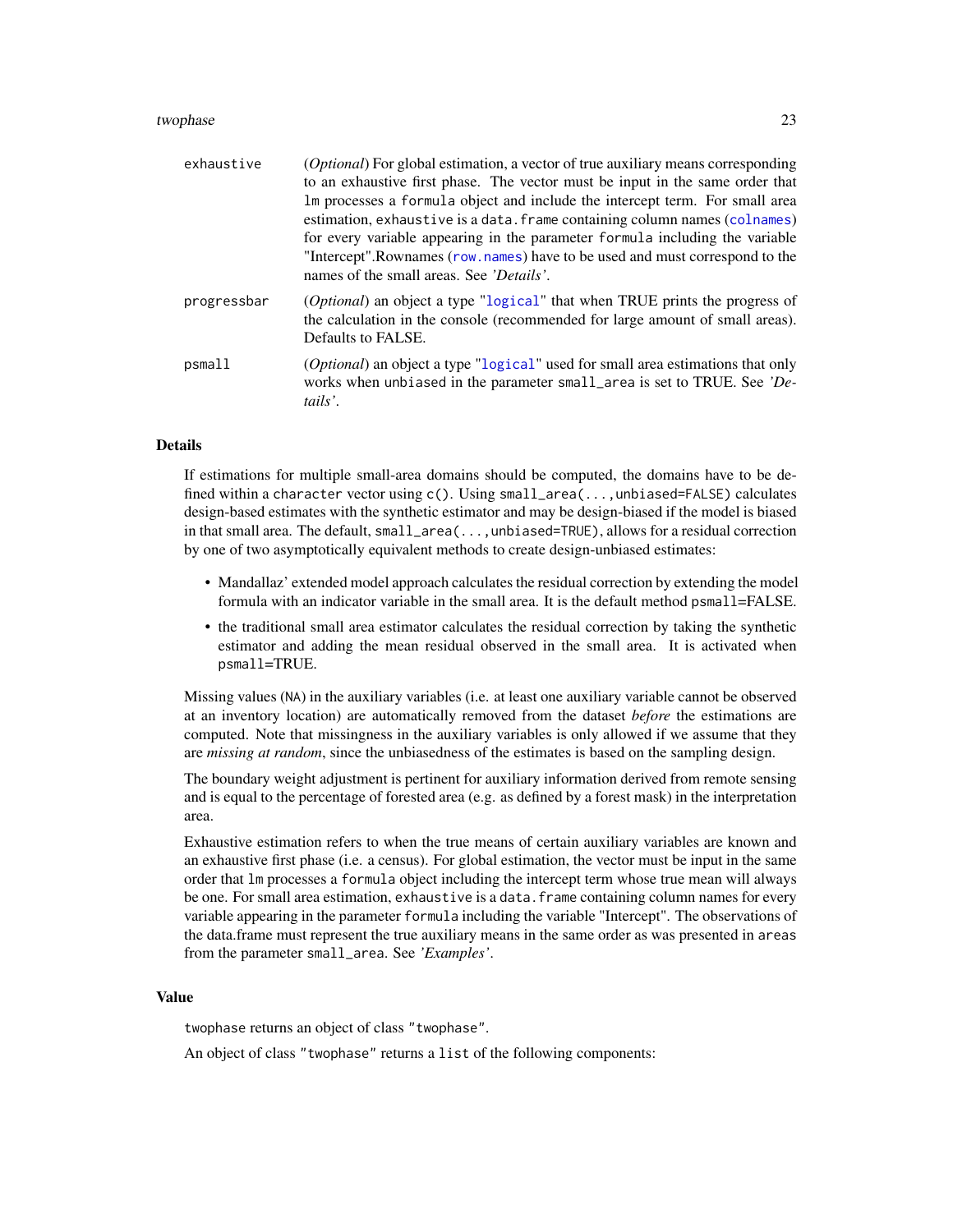| | |
|---|---|
| `exhaustive` | (*Optional*) For global estimation, a vector of true auxiliary means corresponding to an exhaustive first phase. The vector must be input in the same order that `lm` processes a `formula` object and include the intercept term. For small area estimation, `exhaustive` is a `data.frame` containing column names (`colnames`) for every variable appearing in the parameter `formula` including the variable "Intercept".Rownames (`row.names`) have to be used and must correspond to the names of the small areas. See *'Details'*. |
| `progressbar` | (*Optional*) an object a type "`logical`" that when TRUE prints the progress of the calculation in the console (recommended for large amount of small areas). Defaults to FALSE. |
| `psmall` | (*Optional*) an object a type "`logical`" used for small area estimations that only works when `unbiased` in the parameter `small_area` is set to TRUE. See *'Details'*. |

## Details

If estimations for multiple small-area domains should be computed, the domains have to be defined within a `character` vector using `c()`. Using `small_area(...,unbiased=FALSE)` calculates design-based estimates with the synthetic estimator and may be design-biased if the model is biased in that small area. The default, `small_area(...,unbiased=TRUE)`, allows for a residual correction by one of two asymptotically equivalent methods to create design-unbiased estimates:

- Mandallaz' extended model approach calculates the residual correction by extending the model formula with an indicator variable in the small area. It is the default method `psmall`=FALSE.
- the traditional small area estimator calculates the residual correction by taking the synthetic estimator and adding the mean residual observed in the small area. It is activated when `psmall`=TRUE.

Missing values (`NA`) in the auxiliary variables (i.e. at least one auxiliary variable cannot be observed at an inventory location) are automatically removed from the dataset *before* the estimations are computed. Note that missingness in the auxiliary variables is only allowed if we assume that they are *missing at random*, since the unbiasedness of the estimates is based on the sampling design.

The boundary weight adjustment is pertinent for auxiliary information derived from remote sensing and is equal to the percentage of forested area (e.g. as defined by a forest mask) in the interpretation area.

Exhaustive estimation refers to when the true means of certain auxiliary variables are known and an exhaustive first phase (i.e. a census). For global estimation, the vector must be input in the same order that `lm` processes a `formula` object including the intercept term whose true mean will always be one. For small area estimation, `exhaustive` is a `data.frame` containing column names for every variable appearing in the parameter `formula` including the variable "Intercept". The observations of the data.frame must represent the true auxiliary means in the same order as was presented in `areas` from the parameter `small_area`. See *'Examples'*.

## Value

`twophase` returns an object of class "`twophase`".

An object of class "`twophase`" returns a `list` of the following components: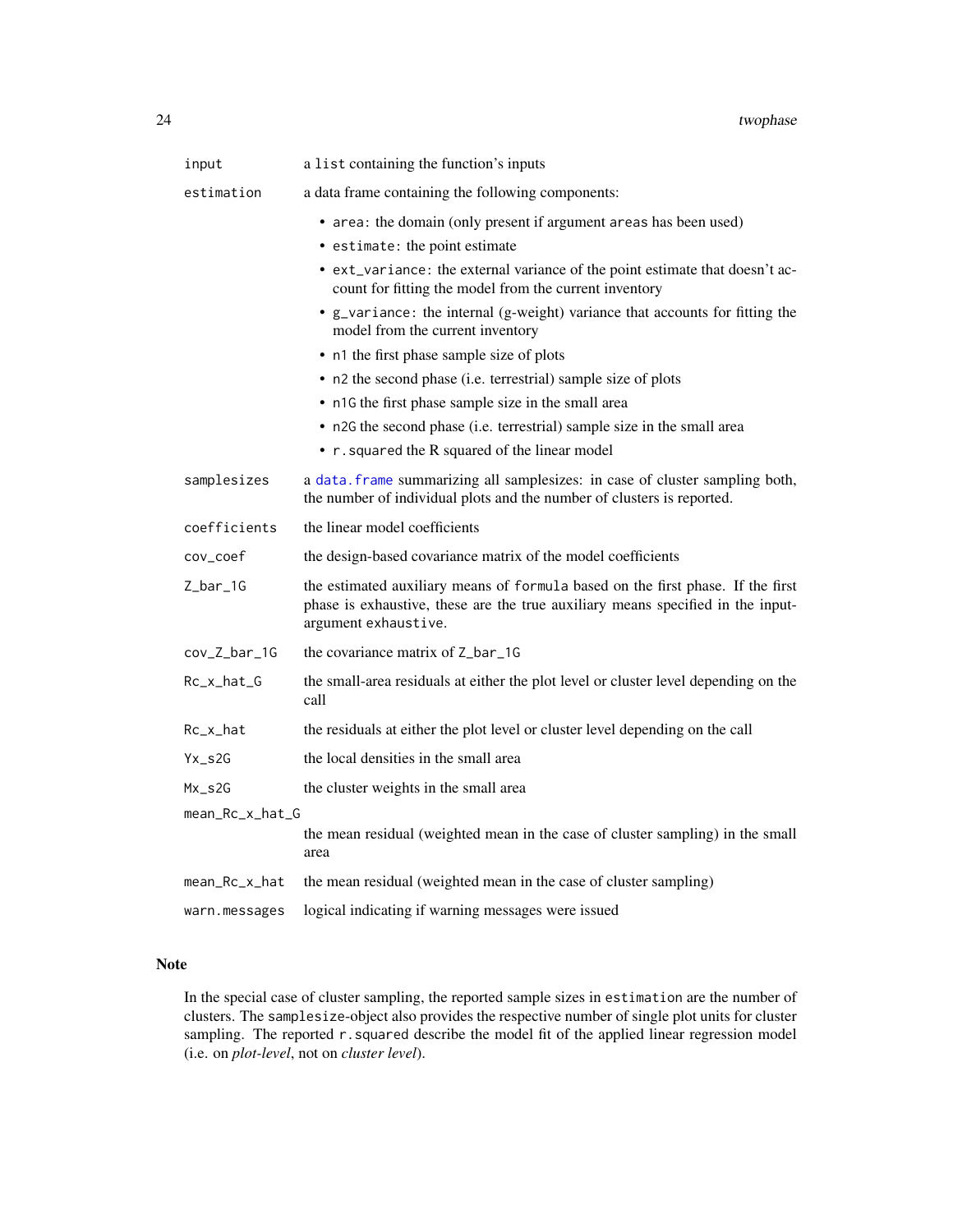| | |
|---|---|
| `input` | a `list` containing the function's inputs |
| `estimation` | a data frame containing the following components:<br>• `area`: the domain (only present if argument `areas` has been used)<br>• `estimate`: the point estimate<br>• `ext_variance`: the external variance of the point estimate that doesn't account for fitting the model from the current inventory<br>• `g_variance`: the internal (g-weight) variance that accounts for fitting the model from the current inventory<br>• `n1` the first phase sample size of plots<br>• `n2` the second phase (i.e. terrestrial) sample size of plots<br>• `n1G` the first phase sample size in the small area<br>• `n2G` the second phase (i.e. terrestrial) sample size in the small area<br>• `r.squared` the R squared of the linear model |
| `samplesizes` | a `data.frame` summarizing all samplesizes: in case of cluster sampling both, the number of individual plots and the number of clusters is reported. |
| `coefficients` | the linear model coefficients |
| `cov_coef` | the design-based covariance matrix of the model coefficients |
| `Z_bar_1G` | the estimated auxiliary means of `formula` based on the first phase. If the first phase is exhaustive, these are the true auxiliary means specified in the input-argument `exhaustive`. |
| `cov_Z_bar_1G` | the covariance matrix of `Z_bar_1G` |
| `Rc_x_hat_G` | the small-area residuals at either the plot level or cluster level depending on the call |
| `Rc_x_hat` | the residuals at either the plot level or cluster level depending on the call |
| `Yx_s2G` | the local densities in the small area |
| `Mx_s2G` | the cluster weights in the small area |
| `mean_Rc_x_hat_G` | the mean residual (weighted mean in the case of cluster sampling) in the small area |
| `mean_Rc_x_hat` | the mean residual (weighted mean in the case of cluster sampling) |
| `warn.messages` | logical indicating if warning messages were issued |

## Note

In the special case of cluster sampling, the reported sample sizes in `estimation` are the number of clusters. The `samplesize`-object also provides the respective number of single plot units for cluster sampling. The reported `r.squared` describe the model fit of the applied linear regression model (i.e. on *plot-level*, not on *cluster level*).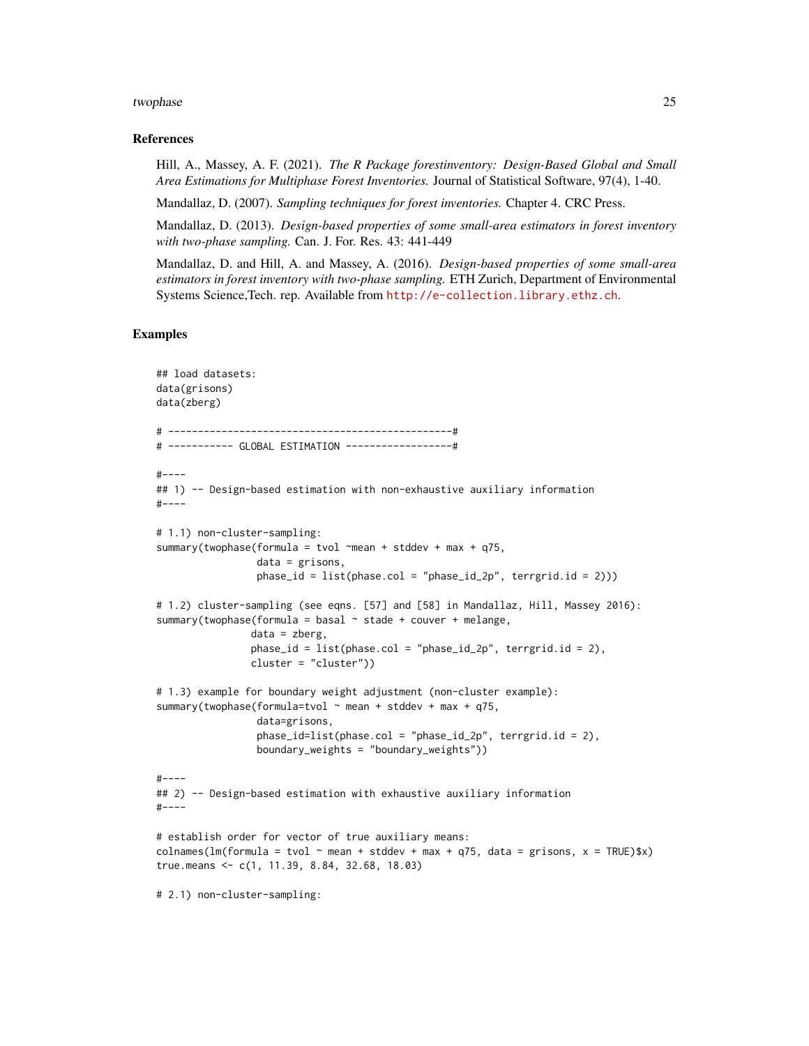## References

Hill, A., Massey, A. F. (2021). *The R Package forestinventory: Design-Based Global and Small Area Estimations for Multiphase Forest Inventories.* Journal of Statistical Software, 97(4), 1-40.

Mandallaz, D. (2007). *Sampling techniques for forest inventories.* Chapter 4. CRC Press.

Mandallaz, D. (2013). *Design-based properties of some small-area estimators in forest inventory with two-phase sampling.* Can. J. For. Res. 43: 441-449

Mandallaz, D. and Hill, A. and Massey, A. (2016). *Design-based properties of some small-area estimators in forest inventory with two-phase sampling.* ETH Zurich, Department of Environmental Systems Science,Tech. rep. Available from http://e-collection.library.ethz.ch.

## Examples

```
## load datasets:
data(grisons)
data(zberg)

# ------------------------------------------------#
# ----------- GLOBAL ESTIMATION ------------------#

#----
## 1) -- Design-based estimation with non-exhaustive auxiliary information
#----

# 1.1) non-cluster-sampling:
summary(twophase(formula = tvol ~mean + stddev + max + q75,
                 data = grisons,
                 phase_id = list(phase.col = "phase_id_2p", terrgrid.id = 2)))

# 1.2) cluster-sampling (see eqns. [57] and [58] in Mandallaz, Hill, Massey 2016):
summary(twophase(formula = basal ~ stade + couver + melange,
                data = zberg,
                phase_id = list(phase.col = "phase_id_2p", terrgrid.id = 2),
                cluster = "cluster"))

# 1.3) example for boundary weight adjustment (non-cluster example):
summary(twophase(formula=tvol ~ mean + stddev + max + q75,
                 data=grisons,
                 phase_id=list(phase.col = "phase_id_2p", terrgrid.id = 2),
                 boundary_weights = "boundary_weights"))

#----
## 2) -- Design-based estimation with exhaustive auxiliary information
#----

# establish order for vector of true auxiliary means:
colnames(lm(formula = tvol ~ mean + stddev + max + q75, data = grisons, x = TRUE)$x)
true.means <- c(1, 11.39, 8.84, 32.68, 18.03)

# 2.1) non-cluster-sampling:
```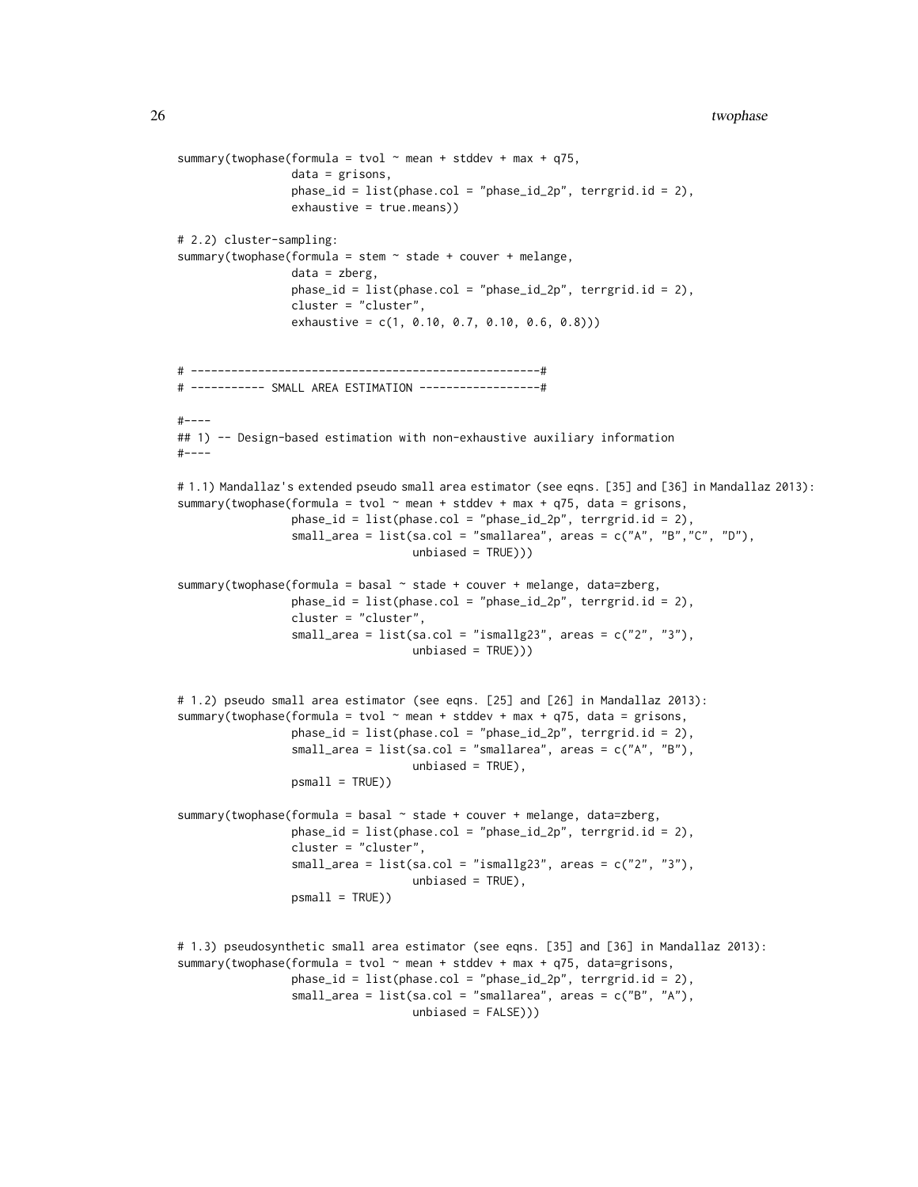```
summary(twophase(formula = tvol ~ mean + stddev + max + q75,
                 data = grisons,
                 phase_id = list(phase.col = "phase_id_2p", terrgrid.id = 2),
                 exhaustive = true.means))

# 2.2) cluster-sampling:
summary(twophase(formula = stem ~ stade + couver + melange,
                 data = zberg,
                 phase_id = list(phase.col = "phase_id_2p", terrgrid.id = 2),
                 cluster = "cluster",
                 exhaustive = c(1, 0.10, 0.7, 0.10, 0.6, 0.8)))


# ----------------------------------------------------#
# ----------- SMALL AREA ESTIMATION ------------------#

#----
## 1) -- Design-based estimation with non-exhaustive auxiliary information
#----

# 1.1) Mandallaz's extended pseudo small area estimator (see eqns. [35] and [36] in Mandallaz 2013):
summary(twophase(formula = tvol ~ mean + stddev + max + q75, data = grisons,
                 phase_id = list(phase.col = "phase_id_2p", terrgrid.id = 2),
                 small_area = list(sa.col = "smallarea", areas = c("A", "B","C", "D"),
                                   unbiased = TRUE)))

summary(twophase(formula = basal ~ stade + couver + melange, data=zberg,
                 phase_id = list(phase.col = "phase_id_2p", terrgrid.id = 2),
                 cluster = "cluster",
                 small_area = list(sa.col = "ismallg23", areas = c("2", "3"),
                                   unbiased = TRUE)))


# 1.2) pseudo small area estimator (see eqns. [25] and [26] in Mandallaz 2013):
summary(twophase(formula = tvol ~ mean + stddev + max + q75, data = grisons,
                 phase_id = list(phase.col = "phase_id_2p", terrgrid.id = 2),
                 small_area = list(sa.col = "smallarea", areas = c("A", "B"),
                                   unbiased = TRUE),
                 psmall = TRUE))

summary(twophase(formula = basal ~ stade + couver + melange, data=zberg,
                 phase_id = list(phase.col = "phase_id_2p", terrgrid.id = 2),
                 cluster = "cluster",
                 small_area = list(sa.col = "ismallg23", areas = c("2", "3"),
                                   unbiased = TRUE),
                 psmall = TRUE))


# 1.3) pseudosynthetic small area estimator (see eqns. [35] and [36] in Mandallaz 2013):
summary(twophase(formula = tvol ~ mean + stddev + max + q75, data=grisons,
                 phase_id = list(phase.col = "phase_id_2p", terrgrid.id = 2),
                 small_area = list(sa.col = "smallarea", areas = c("B", "A"),
                                   unbiased = FALSE)))
```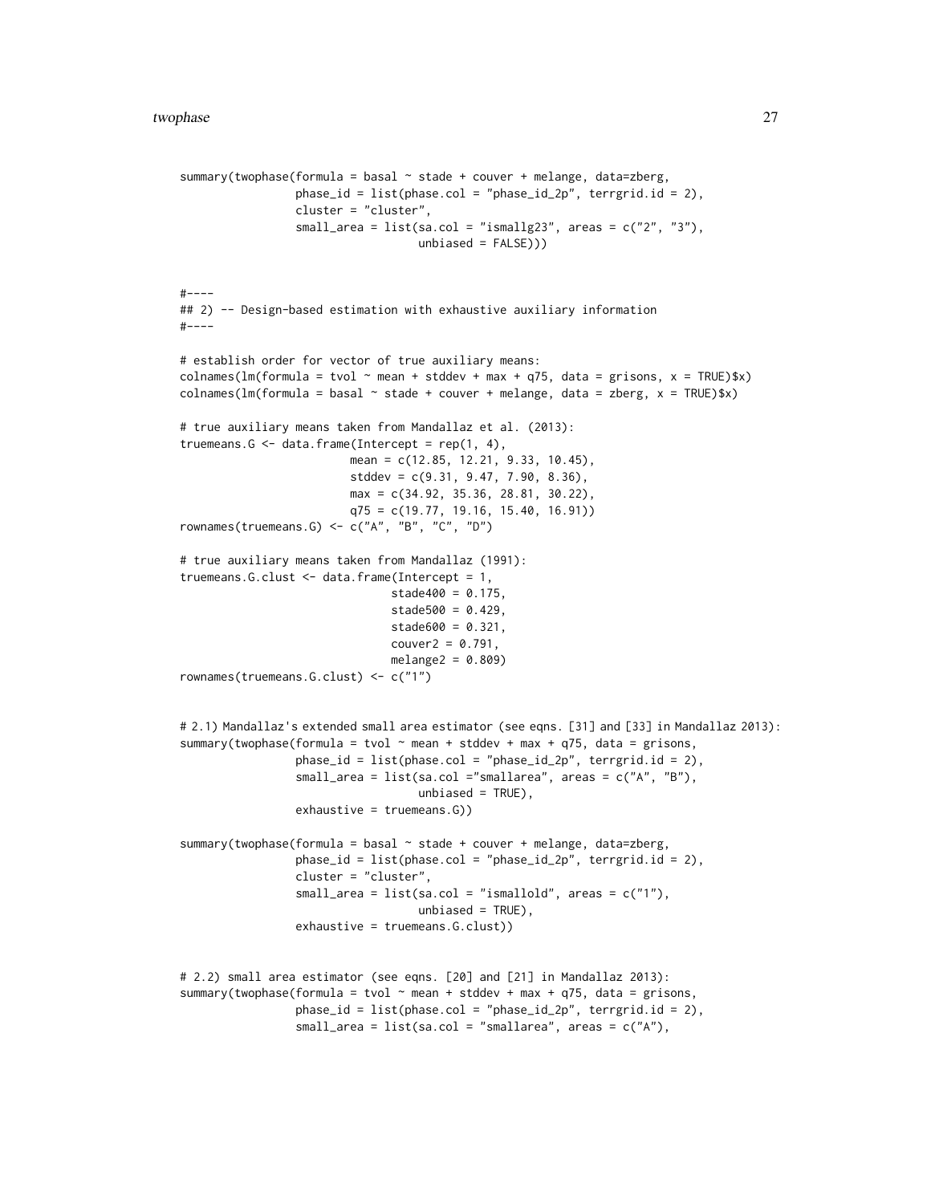```
summary(twophase(formula = basal ~ stade + couver + melange, data=zberg,
                 phase_id = list(phase.col = "phase_id_2p", terrgrid.id = 2),
                 cluster = "cluster",
                 small_area = list(sa.col = "ismallg23", areas = c("2", "3"),
                                   unbiased = FALSE)))


#----
## 2) -- Design-based estimation with exhaustive auxiliary information
#----

# establish order for vector of true auxiliary means:
colnames(lm(formula = tvol ~ mean + stddev + max + q75, data = grisons, x = TRUE)$x)
colnames(lm(formula = basal ~ stade + couver + melange, data = zberg, x = TRUE)$x)

# true auxiliary means taken from Mandallaz et al. (2013):
truemeans.G <- data.frame(Intercept = rep(1, 4),
                          mean = c(12.85, 12.21, 9.33, 10.45),
                          stddev = c(9.31, 9.47, 7.90, 8.36),
                          max = c(34.92, 35.36, 28.81, 30.22),
                          q75 = c(19.77, 19.16, 15.40, 16.91))
rownames(truemeans.G) <- c("A", "B", "C", "D")

# true auxiliary means taken from Mandallaz (1991):
truemeans.G.clust <- data.frame(Intercept = 1,
                                stade400 = 0.175,
                                stade500 = 0.429,
                                stade600 = 0.321,
                                couver2 = 0.791,
                                melange2 = 0.809)
rownames(truemeans.G.clust) <- c("1")


# 2.1) Mandallaz's extended small area estimator (see eqns. [31] and [33] in Mandallaz 2013):
summary(twophase(formula = tvol ~ mean + stddev + max + q75, data = grisons,
                 phase_id = list(phase.col = "phase_id_2p", terrgrid.id = 2),
                 small_area = list(sa.col ="smallarea", areas = c("A", "B"),
                                   unbiased = TRUE),
                 exhaustive = truemeans.G))

summary(twophase(formula = basal ~ stade + couver + melange, data=zberg,
                 phase_id = list(phase.col = "phase_id_2p", terrgrid.id = 2),
                 cluster = "cluster",
                 small_area = list(sa.col = "ismallold", areas = c("1"),
                                   unbiased = TRUE),
                 exhaustive = truemeans.G.clust))


# 2.2) small area estimator (see eqns. [20] and [21] in Mandallaz 2013):
summary(twophase(formula = tvol ~ mean + stddev + max + q75, data = grisons,
                 phase_id = list(phase.col = "phase_id_2p", terrgrid.id = 2),
                 small_area = list(sa.col = "smallarea", areas = c("A"),
```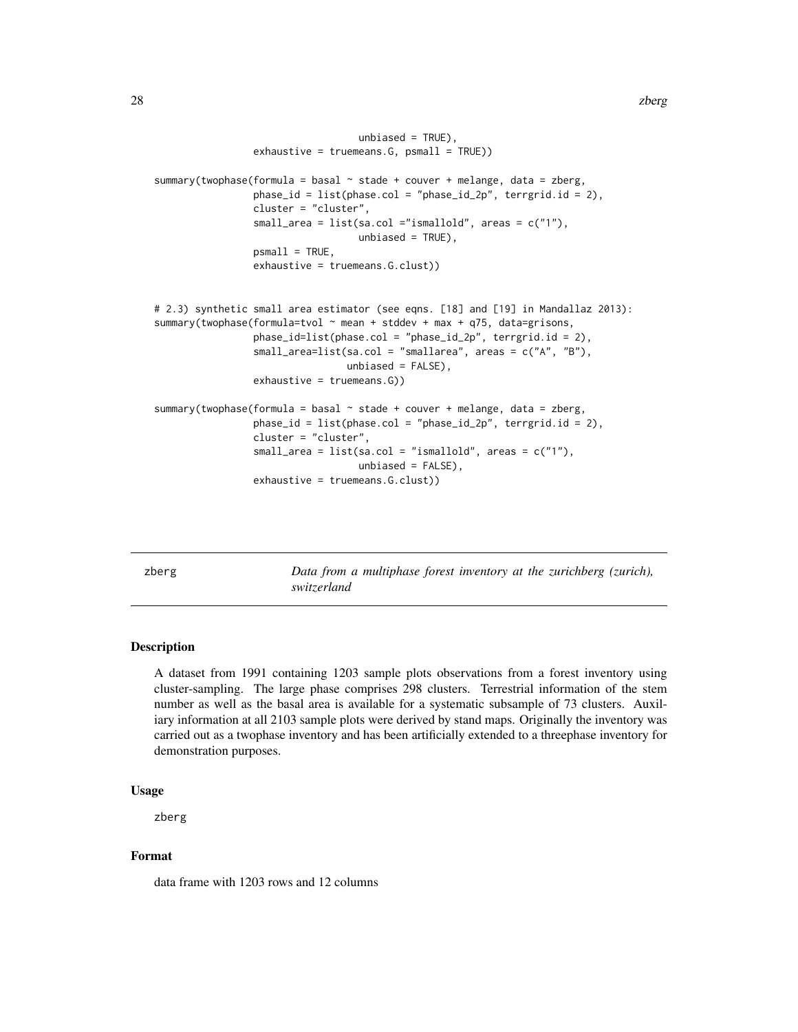```
                                 unbiased = TRUE),
                 exhaustive = truemeans.G, psmall = TRUE))

summary(twophase(formula = basal ~ stade + couver + melange, data = zberg,
                 phase_id = list(phase.col = "phase_id_2p", terrgrid.id = 2),
                 cluster = "cluster",
                 small_area = list(sa.col ="ismallold", areas = c("1"),
                                 unbiased = TRUE),
                 psmall = TRUE,
                 exhaustive = truemeans.G.clust))


# 2.3) synthetic small area estimator (see eqns. [18] and [19] in Mandallaz 2013):
summary(twophase(formula=tvol ~ mean + stddev + max + q75, data=grisons,
                 phase_id=list(phase.col = "phase_id_2p", terrgrid.id = 2),
                 small_area=list(sa.col = "smallarea", areas = c("A", "B"),
                                unbiased = FALSE),
                 exhaustive = truemeans.G))

summary(twophase(formula = basal ~ stade + couver + melange, data = zberg,
                 phase_id = list(phase.col = "phase_id_2p", terrgrid.id = 2),
                 cluster = "cluster",
                 small_area = list(sa.col = "ismallold", areas = c("1"),
                                 unbiased = FALSE),
                 exhaustive = truemeans.G.clust))
```

## zberg — *Data from a multiphase forest inventory at the zurichberg (zurich), switzerland*

### Description

A dataset from 1991 containing 1203 sample plots observations from a forest inventory using cluster-sampling. The large phase comprises 298 clusters. Terrestrial information of the stem number as well as the basal area is available for a systematic subsample of 73 clusters. Auxiliary information at all 2103 sample plots were derived by stand maps. Originally the inventory was carried out as a twophase inventory and has been artificially extended to a threephase inventory for demonstration purposes.

### Usage

```
zberg
```

### Format

data frame with 1203 rows and 12 columns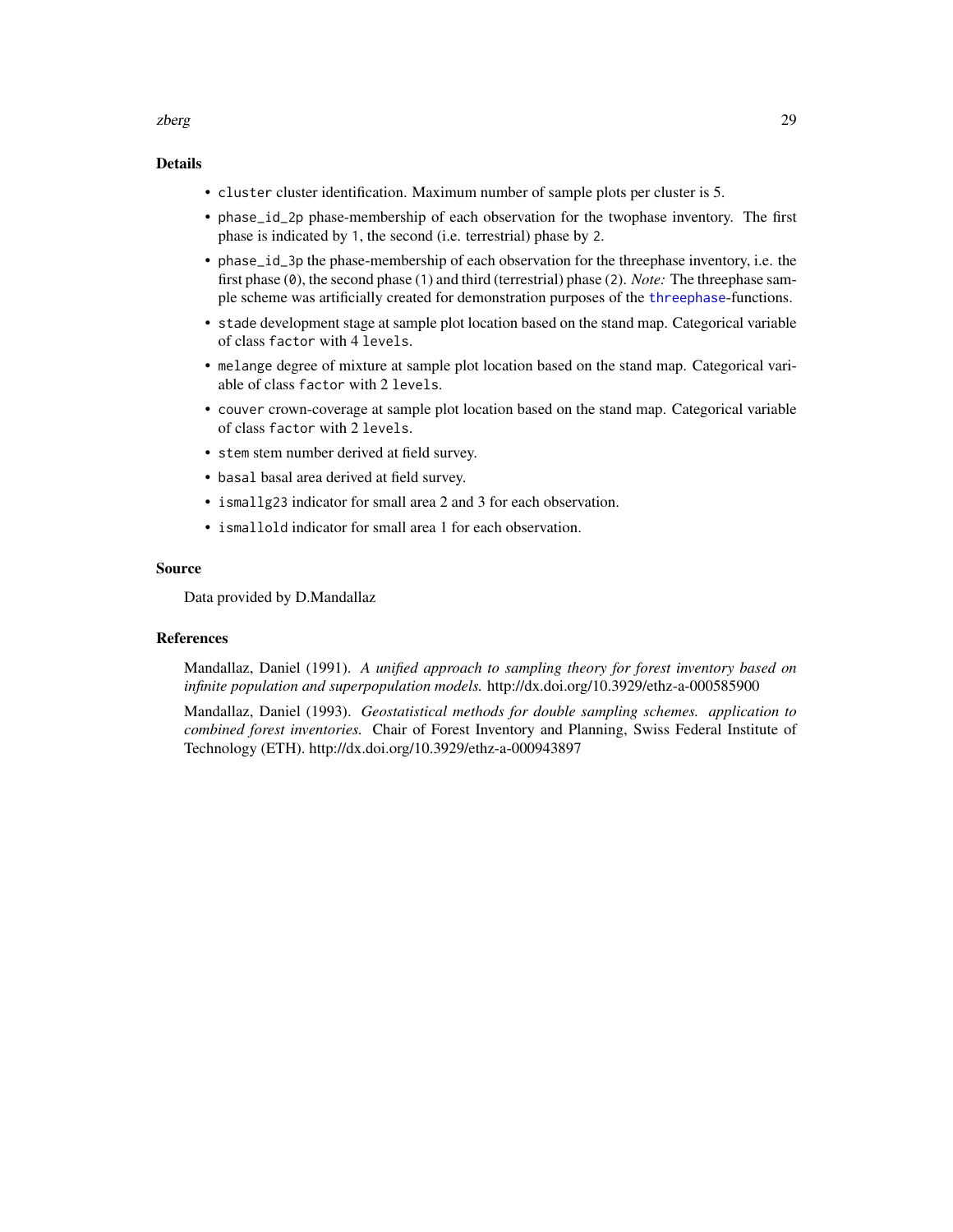## Details

- `cluster` cluster identification. Maximum number of sample plots per cluster is 5.
- `phase_id_2p` phase-membership of each observation for the twophase inventory. The first phase is indicated by `1`, the second (i.e. terrestrial) phase by `2`.
- `phase_id_3p` the phase-membership of each observation for the threephase inventory, i.e. the first phase (`0`), the second phase (`1`) and third (terrestrial) phase (`2`). *Note:* The threephase sample scheme was artificially created for demonstration purposes of the `threephase`-functions.
- `stade` development stage at sample plot location based on the stand map. Categorical variable of class `factor` with 4 `levels`.
- `melange` degree of mixture at sample plot location based on the stand map. Categorical variable of class `factor` with 2 `levels`.
- `couver` crown-coverage at sample plot location based on the stand map. Categorical variable of class `factor` with 2 `levels`.
- `stem` stem number derived at field survey.
- `basal` basal area derived at field survey.
- `ismallg23` indicator for small area 2 and 3 for each observation.
- `ismallold` indicator for small area 1 for each observation.

## Source

Data provided by D.Mandallaz

## References

Mandallaz, Daniel (1991). *A unified approach to sampling theory for forest inventory based on infinite population and superpopulation models.* http://dx.doi.org/10.3929/ethz-a-000585900

Mandallaz, Daniel (1993). *Geostatistical methods for double sampling schemes. application to combined forest inventories.* Chair of Forest Inventory and Planning, Swiss Federal Institute of Technology (ETH). http://dx.doi.org/10.3929/ethz-a-000943897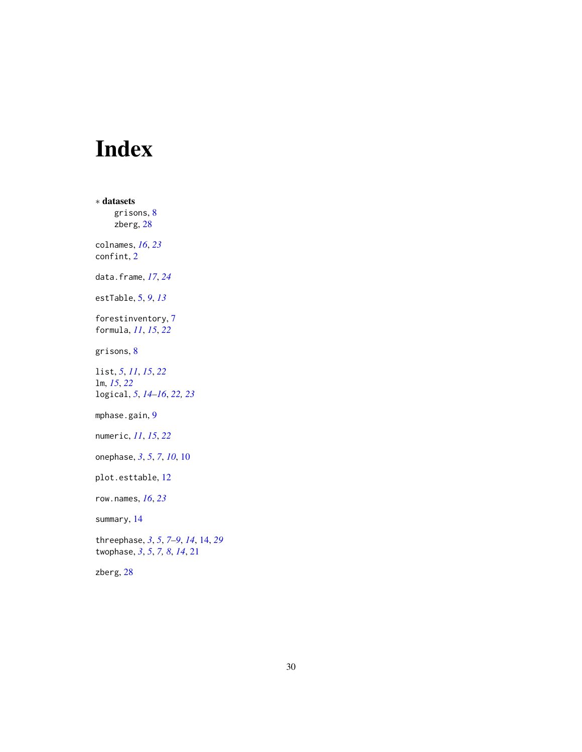# Index

∗ **datasets**
    grisons, 8
    zberg, 28

colnames, *16*, *23*
confint, 2

data.frame, *17*, *24*

estTable, 5, *9*, *13*

forestinventory, 7
formula, *11*, *15*, *22*

grisons, 8

list, *5*, *11*, *15*, *22*
lm, *15*, *22*
logical, *5*, *14–16*, *22, 23*

mphase.gain, 9

numeric, *11*, *15*, *22*

onephase, *3*, *5*, *7*, *10*, 10

plot.esttable, 12

row.names, *16*, *23*

summary, 14

threephase, *3*, *5*, *7–9*, *14*, 14, *29*
twophase, *3*, *5*, *7, 8*, *14*, 21

zberg, 28